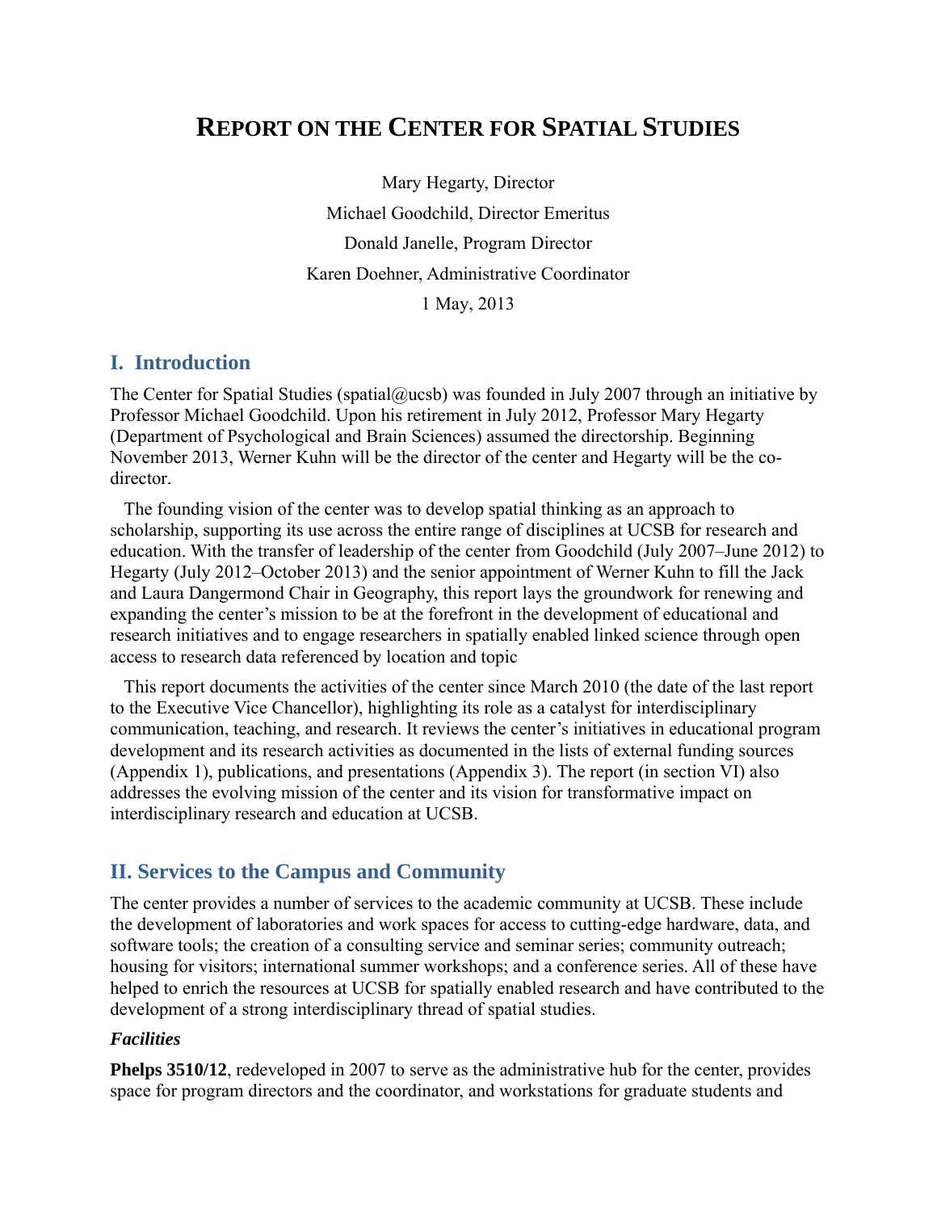# REPORT ON THE CENTER FOR SPATIAL STUDIES

Mary Hegarty, Director

Michael Goodchild, Director Emeritus

Donald Janelle, Program Director

Karen Doehner, Administrative Coordinator

1 May, 2013

## I. Introduction

The Center for Spatial Studies (spatial@ucsb) was founded in July 2007 through an initiative by Professor Michael Goodchild. Upon his retirement in July 2012, Professor Mary Hegarty (Department of Psychological and Brain Sciences) assumed the directorship. Beginning November 2013, Werner Kuhn will be the director of the center and Hegarty will be the co-director.

The founding vision of the center was to develop spatial thinking as an approach to scholarship, supporting its use across the entire range of disciplines at UCSB for research and education. With the transfer of leadership of the center from Goodchild (July 2007–June 2012) to Hegarty (July 2012–October 2013) and the senior appointment of Werner Kuhn to fill the Jack and Laura Dangermond Chair in Geography, this report lays the groundwork for renewing and expanding the center's mission to be at the forefront in the development of educational and research initiatives and to engage researchers in spatially enabled linked science through open access to research data referenced by location and topic

This report documents the activities of the center since March 2010 (the date of the last report to the Executive Vice Chancellor), highlighting its role as a catalyst for interdisciplinary communication, teaching, and research. It reviews the center's initiatives in educational program development and its research activities as documented in the lists of external funding sources (Appendix 1), publications, and presentations (Appendix 3). The report (in section VI) also addresses the evolving mission of the center and its vision for transformative impact on interdisciplinary research and education at UCSB.

## II. Services to the Campus and Community

The center provides a number of services to the academic community at UCSB. These include the development of laboratories and work spaces for access to cutting-edge hardware, data, and software tools; the creation of a consulting service and seminar series; community outreach; housing for visitors; international summer workshops; and a conference series. All of these have helped to enrich the resources at UCSB for spatially enabled research and have contributed to the development of a strong interdisciplinary thread of spatial studies.

### *Facilities*

**Phelps 3510/12**, redeveloped in 2007 to serve as the administrative hub for the center, provides space for program directors and the coordinator, and workstations for graduate students and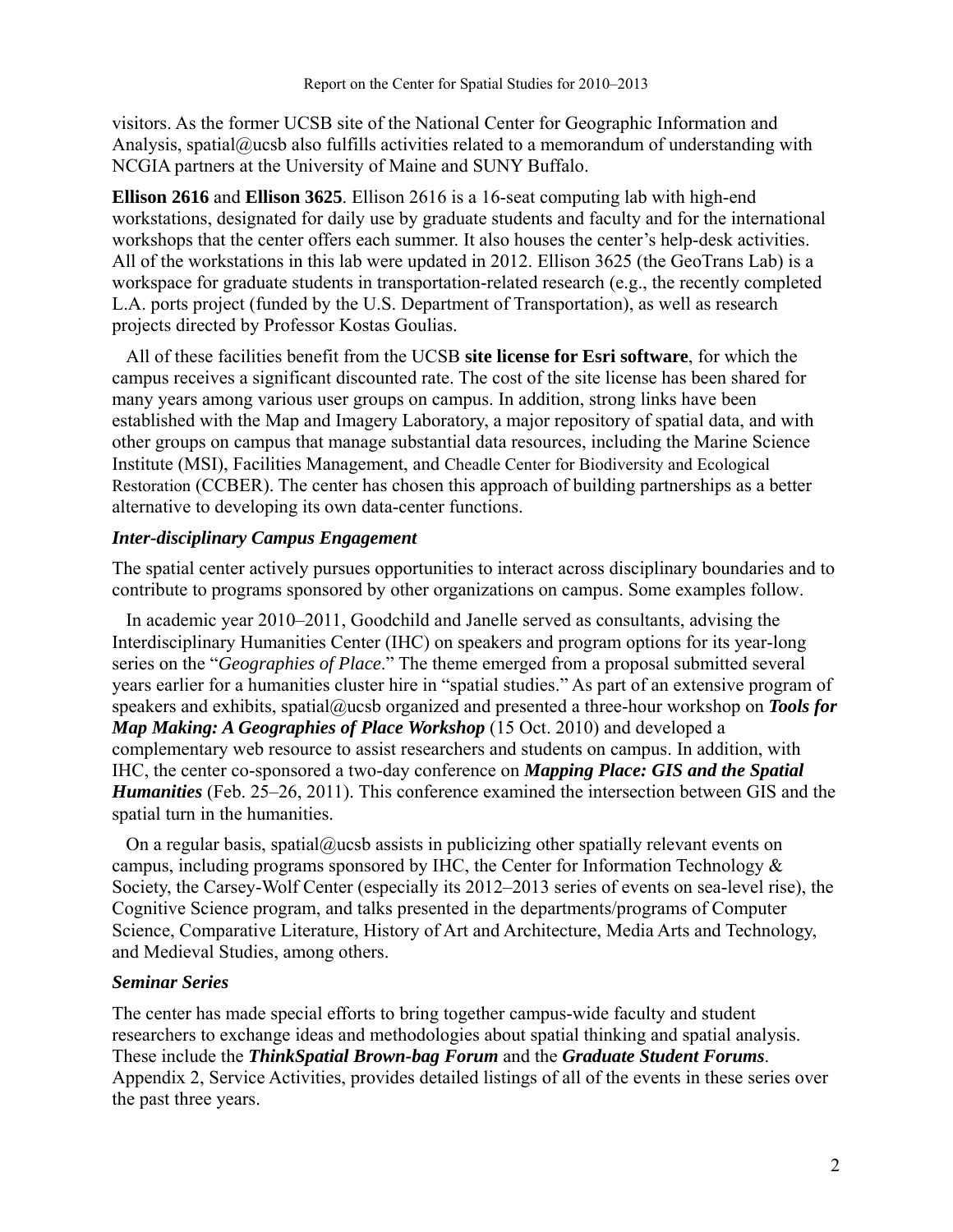visitors. As the former UCSB site of the National Center for Geographic Information and Analysis, spatial@ucsb also fulfills activities related to a memorandum of understanding with NCGIA partners at the University of Maine and SUNY Buffalo.

**Ellison 2616** and **Ellison 3625**. Ellison 2616 is a 16-seat computing lab with high-end workstations, designated for daily use by graduate students and faculty and for the international workshops that the center offers each summer. It also houses the center's help-desk activities. All of the workstations in this lab were updated in 2012. Ellison 3625 (the GeoTrans Lab) is a workspace for graduate students in transportation-related research (e.g., the recently completed L.A. ports project (funded by the U.S. Department of Transportation), as well as research projects directed by Professor Kostas Goulias.

All of these facilities benefit from the UCSB **site license for Esri software**, for which the campus receives a significant discounted rate. The cost of the site license has been shared for many years among various user groups on campus. In addition, strong links have been established with the Map and Imagery Laboratory, a major repository of spatial data, and with other groups on campus that manage substantial data resources, including the Marine Science Institute (MSI), Facilities Management, and Cheadle Center for Biodiversity and Ecological Restoration (CCBER). The center has chosen this approach of building partnerships as a better alternative to developing its own data-center functions.

### *Inter-disciplinary Campus Engagement*

The spatial center actively pursues opportunities to interact across disciplinary boundaries and to contribute to programs sponsored by other organizations on campus. Some examples follow.

In academic year 2010–2011, Goodchild and Janelle served as consultants, advising the Interdisciplinary Humanities Center (IHC) on speakers and program options for its year-long series on the "*Geographies of Place*." The theme emerged from a proposal submitted several years earlier for a humanities cluster hire in "spatial studies." As part of an extensive program of speakers and exhibits, spatial@ucsb organized and presented a three-hour workshop on ***Tools for Map Making: A Geographies of Place Workshop*** (15 Oct. 2010) and developed a complementary web resource to assist researchers and students on campus. In addition, with IHC, the center co-sponsored a two-day conference on ***Mapping Place: GIS and the Spatial Humanities*** (Feb. 25–26, 2011). This conference examined the intersection between GIS and the spatial turn in the humanities.

On a regular basis, spatial@ucsb assists in publicizing other spatially relevant events on campus, including programs sponsored by IHC, the Center for Information Technology & Society, the Carsey-Wolf Center (especially its 2012–2013 series of events on sea-level rise), the Cognitive Science program, and talks presented in the departments/programs of Computer Science, Comparative Literature, History of Art and Architecture, Media Arts and Technology, and Medieval Studies, among others.

### *Seminar Series*

The center has made special efforts to bring together campus-wide faculty and student researchers to exchange ideas and methodologies about spatial thinking and spatial analysis. These include the ***ThinkSpatial Brown-bag Forum*** and the ***Graduate Student Forums***. Appendix 2, Service Activities, provides detailed listings of all of the events in these series over the past three years.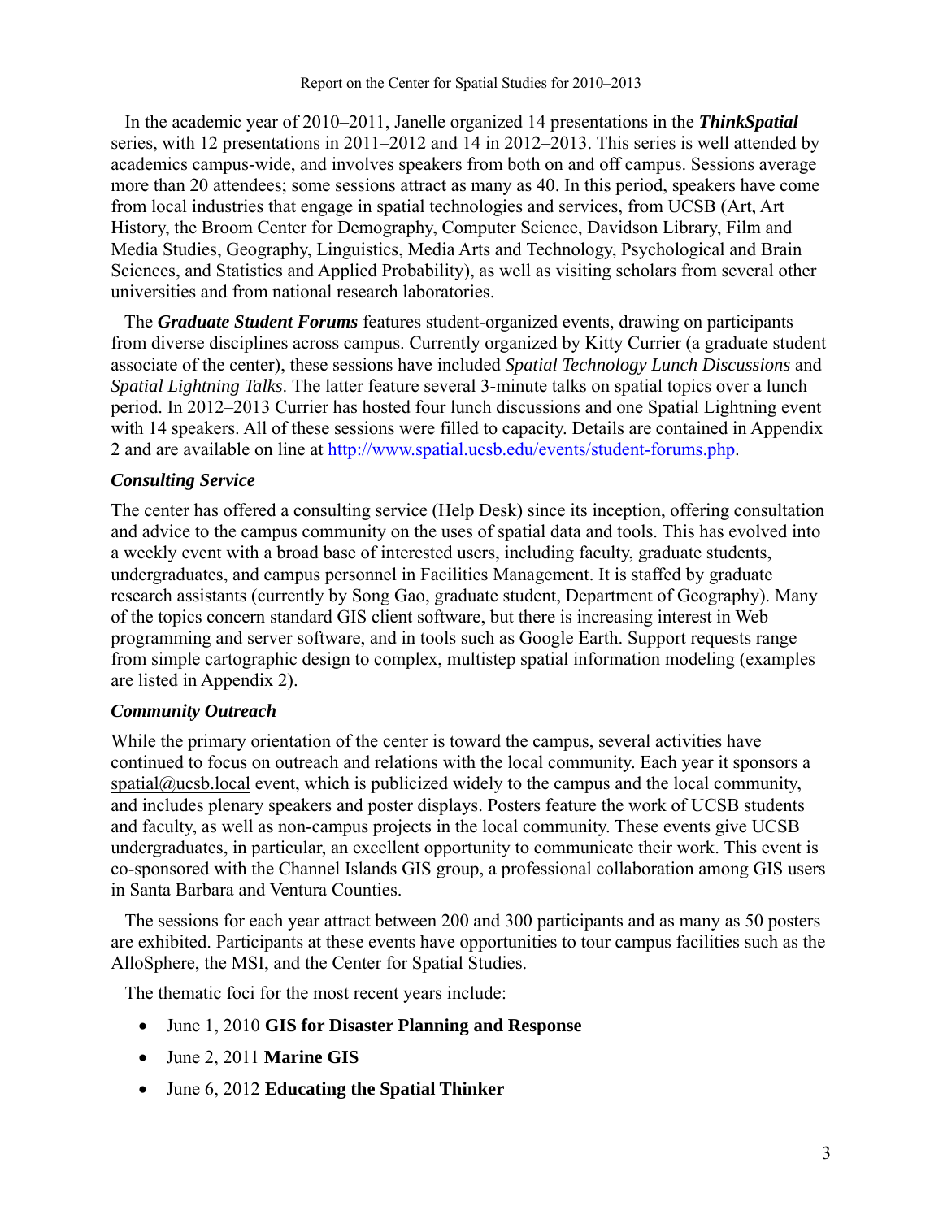In the academic year of 2010–2011, Janelle organized 14 presentations in the ***ThinkSpatial*** series, with 12 presentations in 2011–2012 and 14 in 2012–2013. This series is well attended by academics campus-wide, and involves speakers from both on and off campus. Sessions average more than 20 attendees; some sessions attract as many as 40. In this period, speakers have come from local industries that engage in spatial technologies and services, from UCSB (Art, Art History, the Broom Center for Demography, Computer Science, Davidson Library, Film and Media Studies, Geography, Linguistics, Media Arts and Technology, Psychological and Brain Sciences, and Statistics and Applied Probability), as well as visiting scholars from several other universities and from national research laboratories.

The ***Graduate Student Forums*** features student-organized events, drawing on participants from diverse disciplines across campus. Currently organized by Kitty Currier (a graduate student associate of the center), these sessions have included *Spatial Technology Lunch Discussions* and *Spatial Lightning Talks*. The latter feature several 3-minute talks on spatial topics over a lunch period. In 2012–2013 Currier has hosted four lunch discussions and one Spatial Lightning event with 14 speakers. All of these sessions were filled to capacity. Details are contained in Appendix 2 and are available on line at http://www.spatial.ucsb.edu/events/student-forums.php.

### *Consulting Service*

The center has offered a consulting service (Help Desk) since its inception, offering consultation and advice to the campus community on the uses of spatial data and tools. This has evolved into a weekly event with a broad base of interested users, including faculty, graduate students, undergraduates, and campus personnel in Facilities Management. It is staffed by graduate research assistants (currently by Song Gao, graduate student, Department of Geography). Many of the topics concern standard GIS client software, but there is increasing interest in Web programming and server software, and in tools such as Google Earth. Support requests range from simple cartographic design to complex, multistep spatial information modeling (examples are listed in Appendix 2).

### *Community Outreach*

While the primary orientation of the center is toward the campus, several activities have continued to focus on outreach and relations with the local community. Each year it sponsors a spatial@ucsb.local event, which is publicized widely to the campus and the local community, and includes plenary speakers and poster displays. Posters feature the work of UCSB students and faculty, as well as non-campus projects in the local community. These events give UCSB undergraduates, in particular, an excellent opportunity to communicate their work. This event is co-sponsored with the Channel Islands GIS group, a professional collaboration among GIS users in Santa Barbara and Ventura Counties.

The sessions for each year attract between 200 and 300 participants and as many as 50 posters are exhibited. Participants at these events have opportunities to tour campus facilities such as the AlloSphere, the MSI, and the Center for Spatial Studies.

The thematic foci for the most recent years include:

- June 1, 2010 **GIS for Disaster Planning and Response**
- June 2, 2011 **Marine GIS**
- June 6, 2012 **Educating the Spatial Thinker**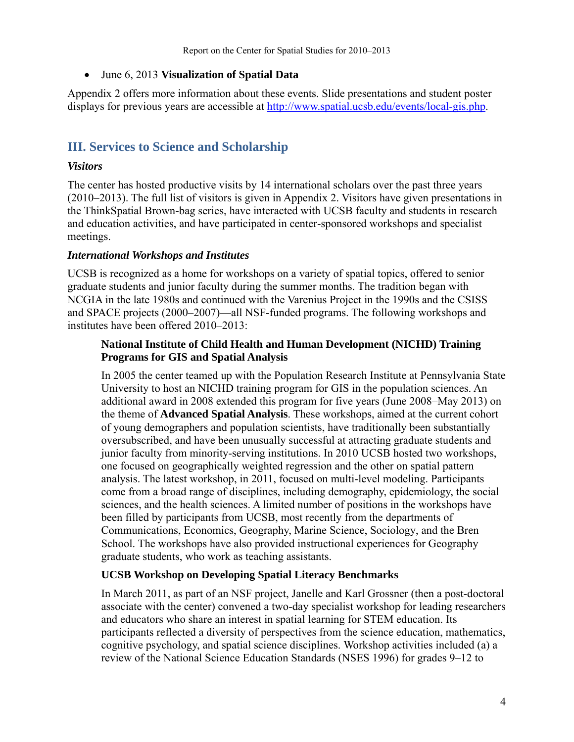- June 6, 2013 **Visualization of Spatial Data**

Appendix 2 offers more information about these events. Slide presentations and student poster displays for previous years are accessible at http://www.spatial.ucsb.edu/events/local-gis.php.

## III. Services to Science and Scholarship

### *Visitors*

The center has hosted productive visits by 14 international scholars over the past three years (2010–2013). The full list of visitors is given in Appendix 2. Visitors have given presentations in the ThinkSpatial Brown-bag series, have interacted with UCSB faculty and students in research and education activities, and have participated in center-sponsored workshops and specialist meetings.

### *International Workshops and Institutes*

UCSB is recognized as a home for workshops on a variety of spatial topics, offered to senior graduate students and junior faculty during the summer months. The tradition began with NCGIA in the late 1980s and continued with the Varenius Project in the 1990s and the CSISS and SPACE projects (2000–2007)—all NSF-funded programs. The following workshops and institutes have been offered 2010–2013:

#### National Institute of Child Health and Human Development (NICHD) Training Programs for GIS and Spatial Analysis

In 2005 the center teamed up with the Population Research Institute at Pennsylvania State University to host an NICHD training program for GIS in the population sciences. An additional award in 2008 extended this program for five years (June 2008–May 2013) on the theme of **Advanced Spatial Analysis**. These workshops, aimed at the current cohort of young demographers and population scientists, have traditionally been substantially oversubscribed, and have been unusually successful at attracting graduate students and junior faculty from minority-serving institutions. In 2010 UCSB hosted two workshops, one focused on geographically weighted regression and the other on spatial pattern analysis. The latest workshop, in 2011, focused on multi-level modeling. Participants come from a broad range of disciplines, including demography, epidemiology, the social sciences, and the health sciences. A limited number of positions in the workshops have been filled by participants from UCSB, most recently from the departments of Communications, Economics, Geography, Marine Science, Sociology, and the Bren School. The workshops have also provided instructional experiences for Geography graduate students, who work as teaching assistants.

#### UCSB Workshop on Developing Spatial Literacy Benchmarks

In March 2011, as part of an NSF project, Janelle and Karl Grossner (then a post-doctoral associate with the center) convened a two-day specialist workshop for leading researchers and educators who share an interest in spatial learning for STEM education. Its participants reflected a diversity of perspectives from the science education, mathematics, cognitive psychology, and spatial science disciplines. Workshop activities included (a) a review of the National Science Education Standards (NSES 1996) for grades 9–12 to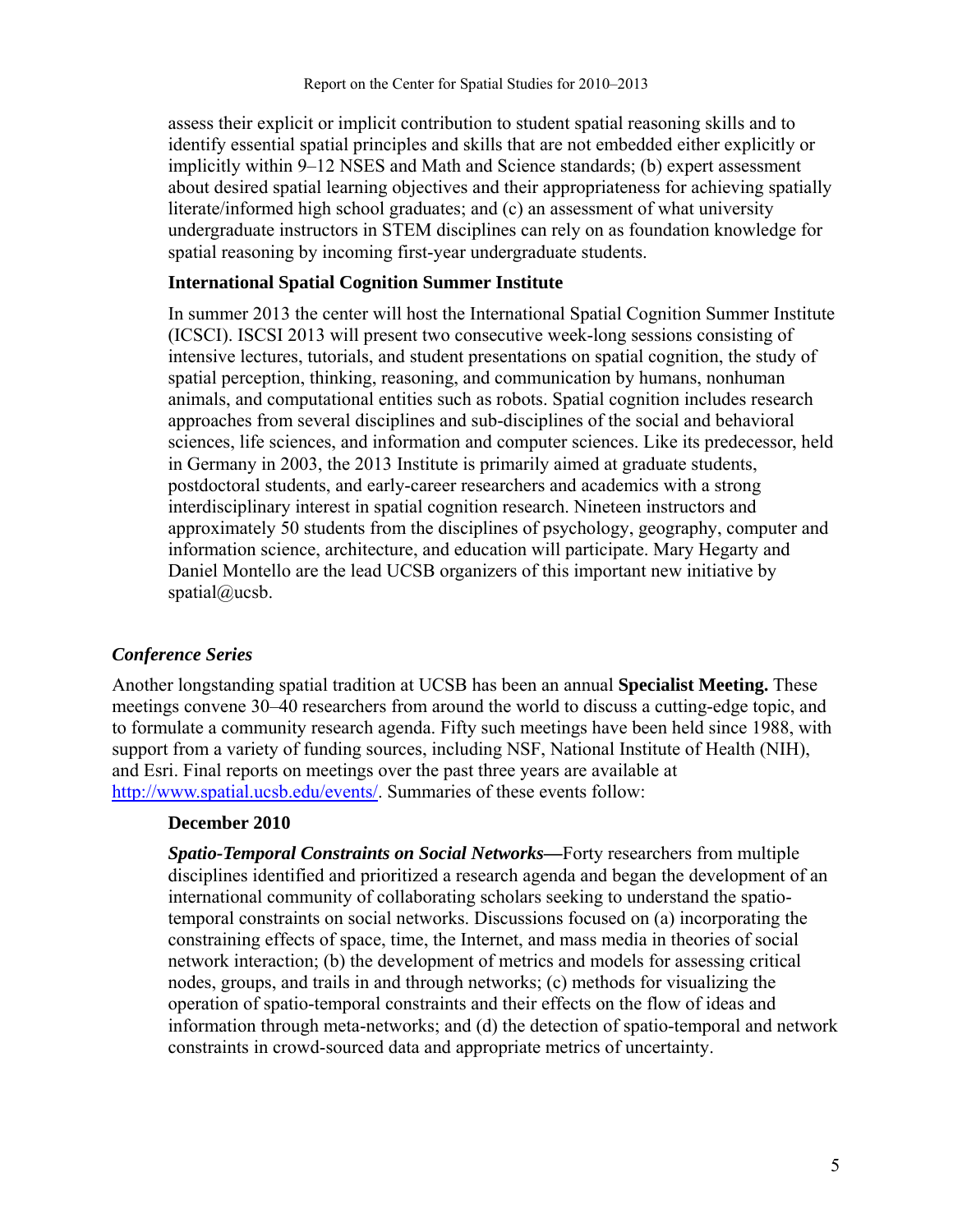assess their explicit or implicit contribution to student spatial reasoning skills and to identify essential spatial principles and skills that are not embedded either explicitly or implicitly within 9–12 NSES and Math and Science standards; (b) expert assessment about desired spatial learning objectives and their appropriateness for achieving spatially literate/informed high school graduates; and (c) an assessment of what university undergraduate instructors in STEM disciplines can rely on as foundation knowledge for spatial reasoning by incoming first-year undergraduate students.

**International Spatial Cognition Summer Institute**

In summer 2013 the center will host the International Spatial Cognition Summer Institute (ICSCI). ISCSI 2013 will present two consecutive week-long sessions consisting of intensive lectures, tutorials, and student presentations on spatial cognition, the study of spatial perception, thinking, reasoning, and communication by humans, nonhuman animals, and computational entities such as robots. Spatial cognition includes research approaches from several disciplines and sub-disciplines of the social and behavioral sciences, life sciences, and information and computer sciences. Like its predecessor, held in Germany in 2003, the 2013 Institute is primarily aimed at graduate students, postdoctoral students, and early-career researchers and academics with a strong interdisciplinary interest in spatial cognition research. Nineteen instructors and approximately 50 students from the disciplines of psychology, geography, computer and information science, architecture, and education will participate. Mary Hegarty and Daniel Montello are the lead UCSB organizers of this important new initiative by spatial@ucsb.

### *Conference Series*

Another longstanding spatial tradition at UCSB has been an annual **Specialist Meeting.** These meetings convene 30–40 researchers from around the world to discuss a cutting-edge topic, and to formulate a community research agenda. Fifty such meetings have been held since 1988, with support from a variety of funding sources, including NSF, National Institute of Health (NIH), and Esri. Final reports on meetings over the past three years are available at http://www.spatial.ucsb.edu/events/. Summaries of these events follow:

**December 2010**

***Spatio-Temporal Constraints on Social Networks—***Forty researchers from multiple disciplines identified and prioritized a research agenda and began the development of an international community of collaborating scholars seeking to understand the spatio-temporal constraints on social networks. Discussions focused on (a) incorporating the constraining effects of space, time, the Internet, and mass media in theories of social network interaction; (b) the development of metrics and models for assessing critical nodes, groups, and trails in and through networks; (c) methods for visualizing the operation of spatio-temporal constraints and their effects on the flow of ideas and information through meta-networks; and (d) the detection of spatio-temporal and network constraints in crowd-sourced data and appropriate metrics of uncertainty.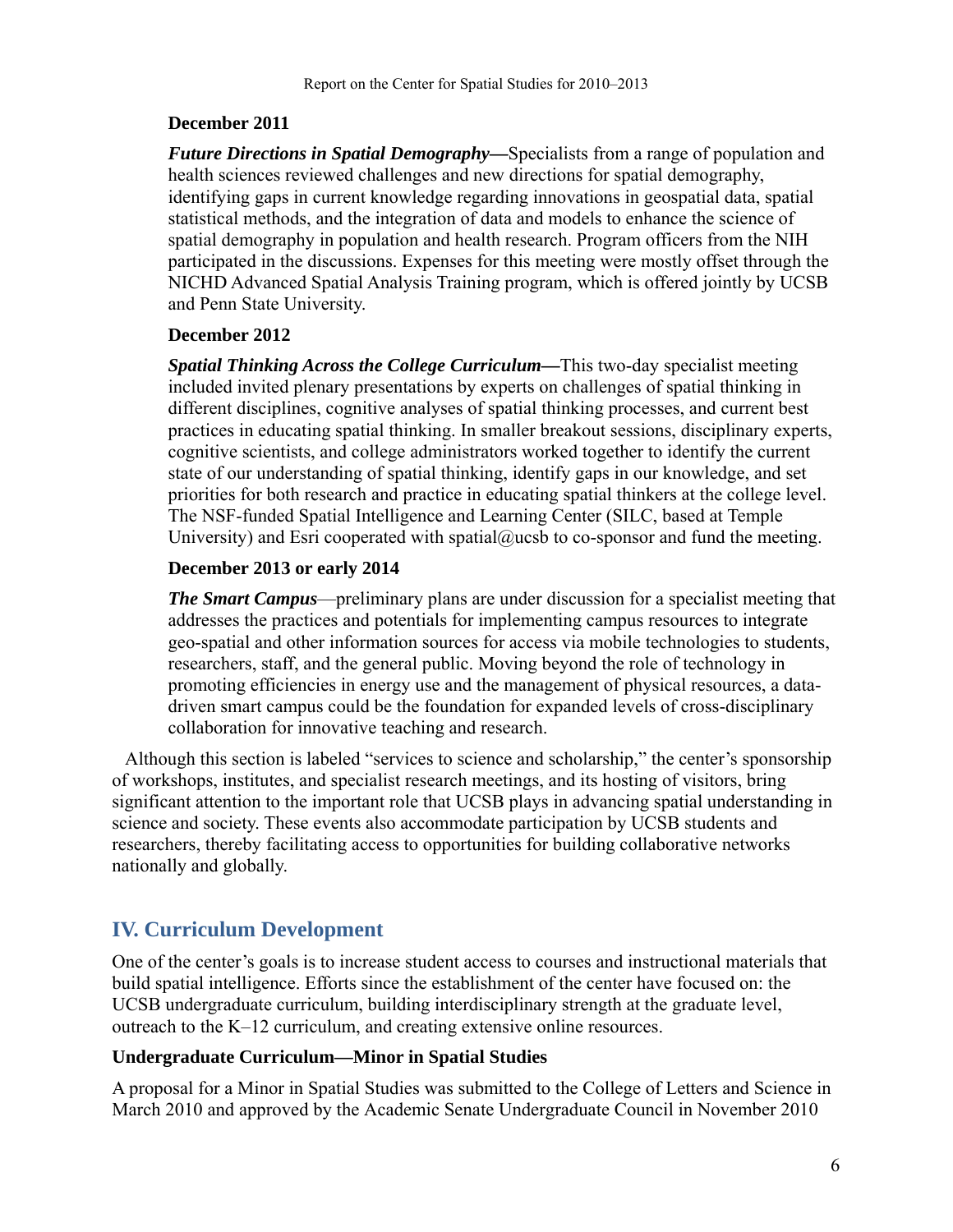**December 2011**

***Future Directions in Spatial Demography*—**Specialists from a range of population and health sciences reviewed challenges and new directions for spatial demography, identifying gaps in current knowledge regarding innovations in geospatial data, spatial statistical methods, and the integration of data and models to enhance the science of spatial demography in population and health research. Program officers from the NIH participated in the discussions. Expenses for this meeting were mostly offset through the NICHD Advanced Spatial Analysis Training program, which is offered jointly by UCSB and Penn State University.

**December 2012**

***Spatial Thinking Across the College Curriculum*—**This two-day specialist meeting included invited plenary presentations by experts on challenges of spatial thinking in different disciplines, cognitive analyses of spatial thinking processes, and current best practices in educating spatial thinking. In smaller breakout sessions, disciplinary experts, cognitive scientists, and college administrators worked together to identify the current state of our understanding of spatial thinking, identify gaps in our knowledge, and set priorities for both research and practice in educating spatial thinkers at the college level. The NSF-funded Spatial Intelligence and Learning Center (SILC, based at Temple University) and Esri cooperated with spatial@ucsb to co-sponsor and fund the meeting.

**December 2013 or early 2014**

***The Smart Campus***—preliminary plans are under discussion for a specialist meeting that addresses the practices and potentials for implementing campus resources to integrate geo-spatial and other information sources for access via mobile technologies to students, researchers, staff, and the general public. Moving beyond the role of technology in promoting efficiencies in energy use and the management of physical resources, a data-driven smart campus could be the foundation for expanded levels of cross-disciplinary collaboration for innovative teaching and research.

Although this section is labeled "services to science and scholarship," the center's sponsorship of workshops, institutes, and specialist research meetings, and its hosting of visitors, bring significant attention to the important role that UCSB plays in advancing spatial understanding in science and society. These events also accommodate participation by UCSB students and researchers, thereby facilitating access to opportunities for building collaborative networks nationally and globally.

## IV. Curriculum Development

One of the center's goals is to increase student access to courses and instructional materials that build spatial intelligence. Efforts since the establishment of the center have focused on: the UCSB undergraduate curriculum, building interdisciplinary strength at the graduate level, outreach to the K–12 curriculum, and creating extensive online resources.

### Undergraduate Curriculum—Minor in Spatial Studies

A proposal for a Minor in Spatial Studies was submitted to the College of Letters and Science in March 2010 and approved by the Academic Senate Undergraduate Council in November 2010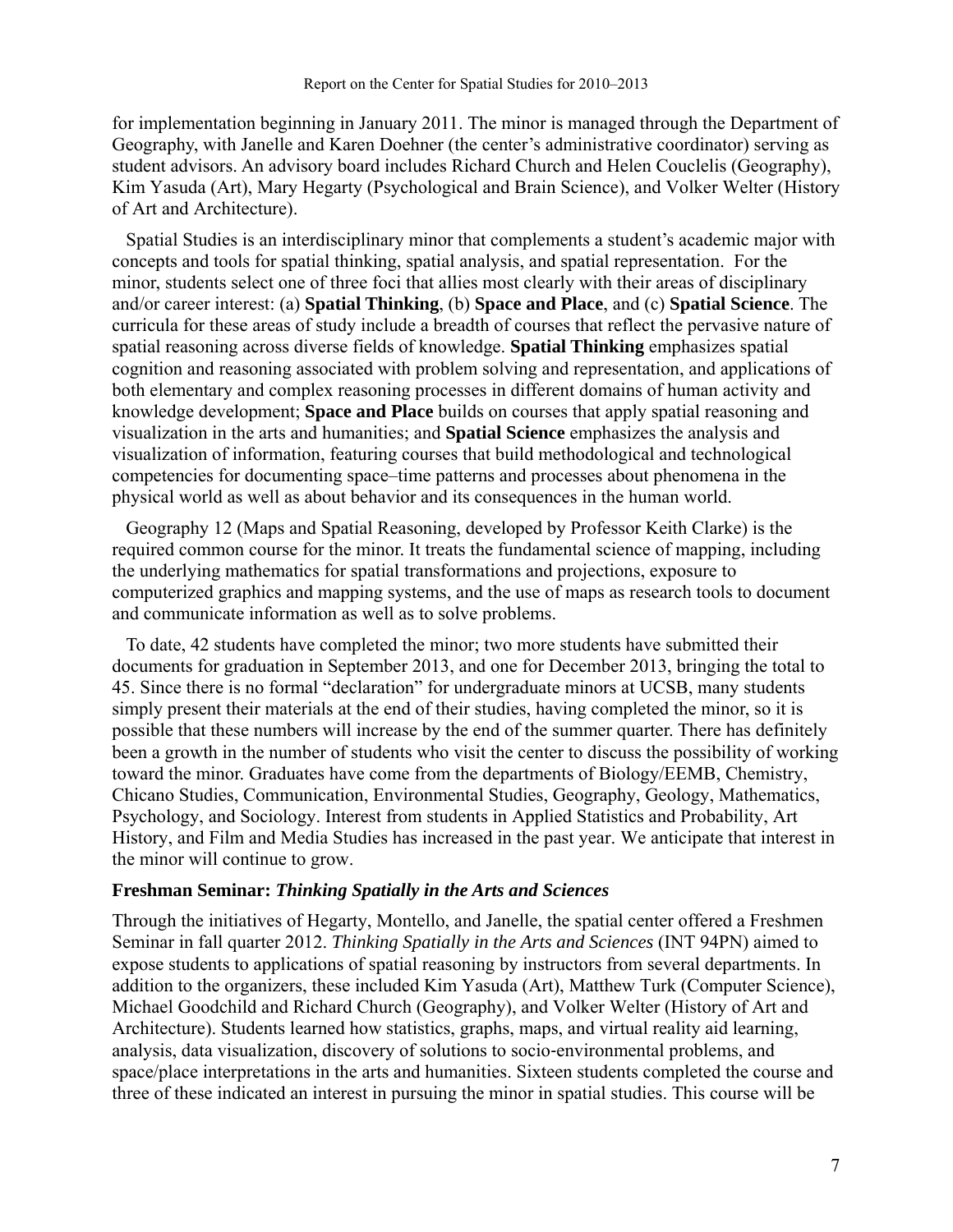for implementation beginning in January 2011. The minor is managed through the Department of Geography, with Janelle and Karen Doehner (the center's administrative coordinator) serving as student advisors. An advisory board includes Richard Church and Helen Couclelis (Geography), Kim Yasuda (Art), Mary Hegarty (Psychological and Brain Science), and Volker Welter (History of Art and Architecture).

Spatial Studies is an interdisciplinary minor that complements a student's academic major with concepts and tools for spatial thinking, spatial analysis, and spatial representation. For the minor, students select one of three foci that allies most clearly with their areas of disciplinary and/or career interest: (a) **Spatial Thinking**, (b) **Space and Place**, and (c) **Spatial Science**. The curricula for these areas of study include a breadth of courses that reflect the pervasive nature of spatial reasoning across diverse fields of knowledge. **Spatial Thinking** emphasizes spatial cognition and reasoning associated with problem solving and representation, and applications of both elementary and complex reasoning processes in different domains of human activity and knowledge development; **Space and Place** builds on courses that apply spatial reasoning and visualization in the arts and humanities; and **Spatial Science** emphasizes the analysis and visualization of information, featuring courses that build methodological and technological competencies for documenting space–time patterns and processes about phenomena in the physical world as well as about behavior and its consequences in the human world.

Geography 12 (Maps and Spatial Reasoning, developed by Professor Keith Clarke) is the required common course for the minor. It treats the fundamental science of mapping, including the underlying mathematics for spatial transformations and projections, exposure to computerized graphics and mapping systems, and the use of maps as research tools to document and communicate information as well as to solve problems.

To date, 42 students have completed the minor; two more students have submitted their documents for graduation in September 2013, and one for December 2013, bringing the total to 45. Since there is no formal "declaration" for undergraduate minors at UCSB, many students simply present their materials at the end of their studies, having completed the minor, so it is possible that these numbers will increase by the end of the summer quarter. There has definitely been a growth in the number of students who visit the center to discuss the possibility of working toward the minor. Graduates have come from the departments of Biology/EEMB, Chemistry, Chicano Studies, Communication, Environmental Studies, Geography, Geology, Mathematics, Psychology, and Sociology. Interest from students in Applied Statistics and Probability, Art History, and Film and Media Studies has increased in the past year. We anticipate that interest in the minor will continue to grow.

### Freshman Seminar: *Thinking Spatially in the Arts and Sciences*

Through the initiatives of Hegarty, Montello, and Janelle, the spatial center offered a Freshmen Seminar in fall quarter 2012. *Thinking Spatially in the Arts and Sciences* (INT 94PN) aimed to expose students to applications of spatial reasoning by instructors from several departments. In addition to the organizers, these included Kim Yasuda (Art), Matthew Turk (Computer Science), Michael Goodchild and Richard Church (Geography), and Volker Welter (History of Art and Architecture). Students learned how statistics, graphs, maps, and virtual reality aid learning, analysis, data visualization, discovery of solutions to socio-environmental problems, and space/place interpretations in the arts and humanities. Sixteen students completed the course and three of these indicated an interest in pursuing the minor in spatial studies. This course will be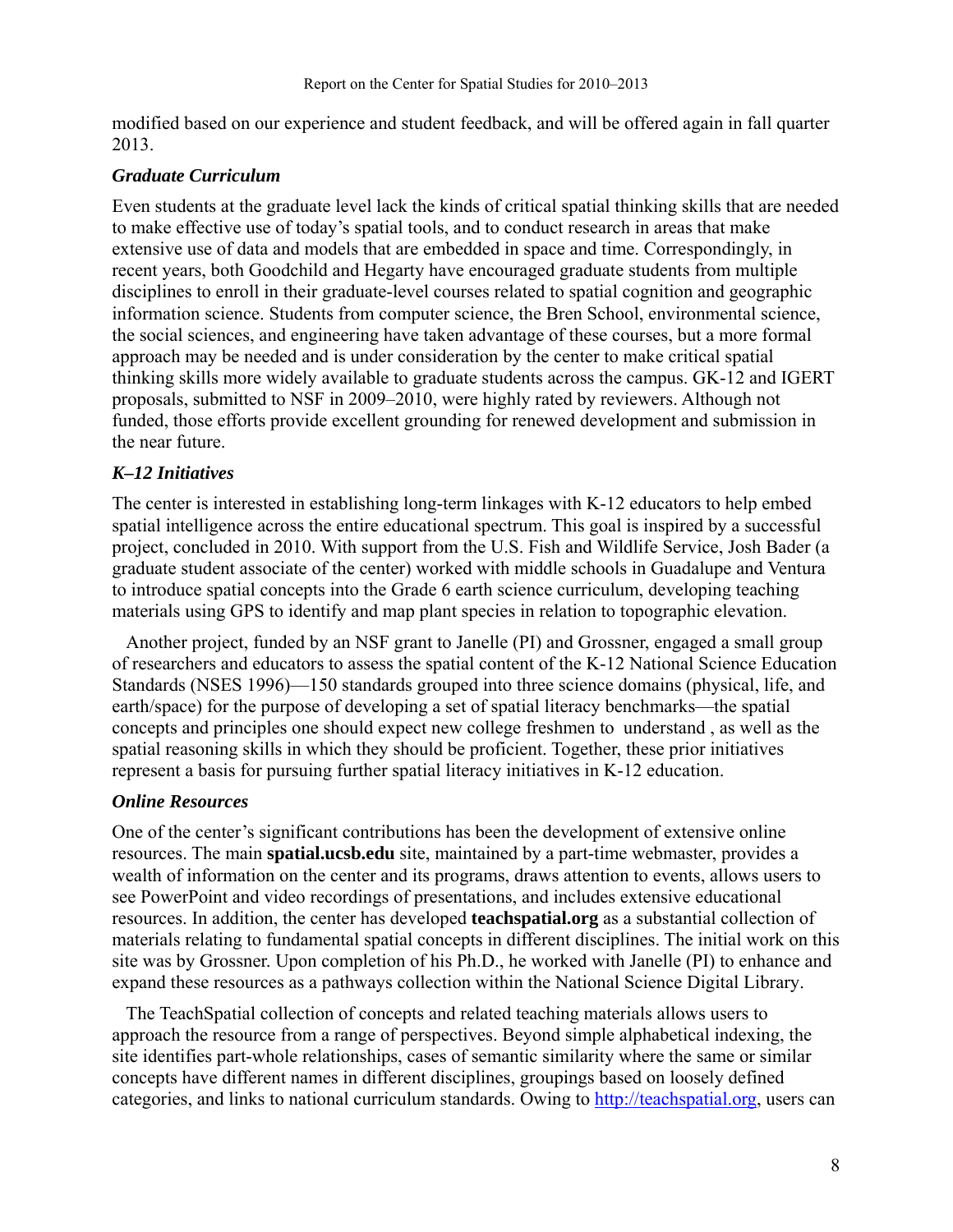modified based on our experience and student feedback, and will be offered again in fall quarter 2013.

### *Graduate Curriculum*

Even students at the graduate level lack the kinds of critical spatial thinking skills that are needed to make effective use of today's spatial tools, and to conduct research in areas that make extensive use of data and models that are embedded in space and time. Correspondingly, in recent years, both Goodchild and Hegarty have encouraged graduate students from multiple disciplines to enroll in their graduate-level courses related to spatial cognition and geographic information science. Students from computer science, the Bren School, environmental science, the social sciences, and engineering have taken advantage of these courses, but a more formal approach may be needed and is under consideration by the center to make critical spatial thinking skills more widely available to graduate students across the campus. GK-12 and IGERT proposals, submitted to NSF in 2009–2010, were highly rated by reviewers. Although not funded, those efforts provide excellent grounding for renewed development and submission in the near future.

### *K–12 Initiatives*

The center is interested in establishing long-term linkages with K-12 educators to help embed spatial intelligence across the entire educational spectrum. This goal is inspired by a successful project, concluded in 2010. With support from the U.S. Fish and Wildlife Service, Josh Bader (a graduate student associate of the center) worked with middle schools in Guadalupe and Ventura to introduce spatial concepts into the Grade 6 earth science curriculum, developing teaching materials using GPS to identify and map plant species in relation to topographic elevation.

Another project, funded by an NSF grant to Janelle (PI) and Grossner, engaged a small group of researchers and educators to assess the spatial content of the K-12 National Science Education Standards (NSES 1996)—150 standards grouped into three science domains (physical, life, and earth/space) for the purpose of developing a set of spatial literacy benchmarks—the spatial concepts and principles one should expect new college freshmen to understand , as well as the spatial reasoning skills in which they should be proficient. Together, these prior initiatives represent a basis for pursuing further spatial literacy initiatives in K-12 education.

### *Online Resources*

One of the center's significant contributions has been the development of extensive online resources. The main **spatial.ucsb.edu** site, maintained by a part-time webmaster, provides a wealth of information on the center and its programs, draws attention to events, allows users to see PowerPoint and video recordings of presentations, and includes extensive educational resources. In addition, the center has developed **teachspatial.org** as a substantial collection of materials relating to fundamental spatial concepts in different disciplines. The initial work on this site was by Grossner. Upon completion of his Ph.D., he worked with Janelle (PI) to enhance and expand these resources as a pathways collection within the National Science Digital Library.

The TeachSpatial collection of concepts and related teaching materials allows users to approach the resource from a range of perspectives. Beyond simple alphabetical indexing, the site identifies part-whole relationships, cases of semantic similarity where the same or similar concepts have different names in different disciplines, groupings based on loosely defined categories, and links to national curriculum standards. Owing to [http://teachspatial.org](http://teachspatial.org), users can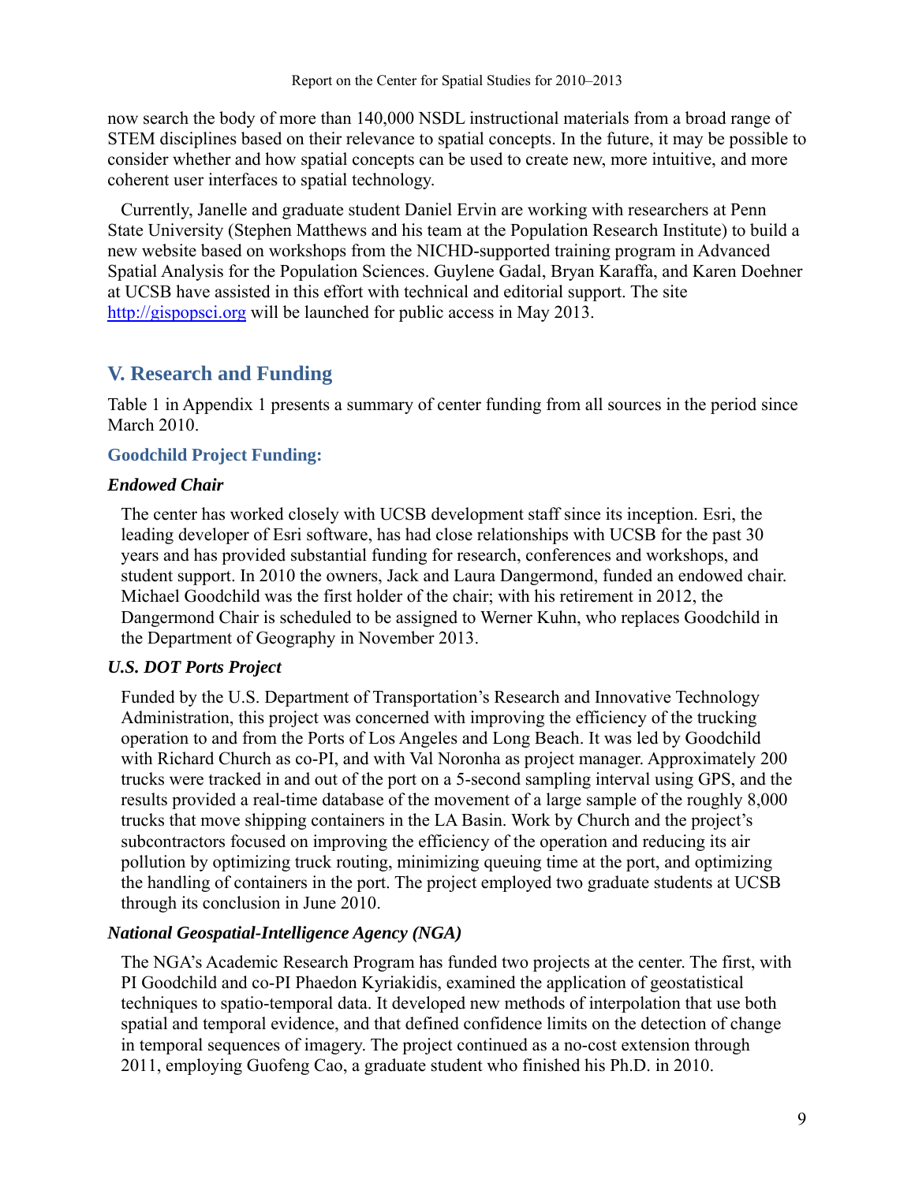now search the body of more than 140,000 NSDL instructional materials from a broad range of STEM disciplines based on their relevance to spatial concepts. In the future, it may be possible to consider whether and how spatial concepts can be used to create new, more intuitive, and more coherent user interfaces to spatial technology.

Currently, Janelle and graduate student Daniel Ervin are working with researchers at Penn State University (Stephen Matthews and his team at the Population Research Institute) to build a new website based on workshops from the NICHD-supported training program in Advanced Spatial Analysis for the Population Sciences. Guylene Gadal, Bryan Karaffa, and Karen Doehner at UCSB have assisted in this effort with technical and editorial support. The site http://gispopsci.org will be launched for public access in May 2013.

## V. Research and Funding

Table 1 in Appendix 1 presents a summary of center funding from all sources in the period since March 2010.

### Goodchild Project Funding:

#### *Endowed Chair*

The center has worked closely with UCSB development staff since its inception. Esri, the leading developer of Esri software, has had close relationships with UCSB for the past 30 years and has provided substantial funding for research, conferences and workshops, and student support. In 2010 the owners, Jack and Laura Dangermond, funded an endowed chair. Michael Goodchild was the first holder of the chair; with his retirement in 2012, the Dangermond Chair is scheduled to be assigned to Werner Kuhn, who replaces Goodchild in the Department of Geography in November 2013.

#### *U.S. DOT Ports Project*

Funded by the U.S. Department of Transportation's Research and Innovative Technology Administration, this project was concerned with improving the efficiency of the trucking operation to and from the Ports of Los Angeles and Long Beach. It was led by Goodchild with Richard Church as co-PI, and with Val Noronha as project manager. Approximately 200 trucks were tracked in and out of the port on a 5-second sampling interval using GPS, and the results provided a real-time database of the movement of a large sample of the roughly 8,000 trucks that move shipping containers in the LA Basin. Work by Church and the project's subcontractors focused on improving the efficiency of the operation and reducing its air pollution by optimizing truck routing, minimizing queuing time at the port, and optimizing the handling of containers in the port. The project employed two graduate students at UCSB through its conclusion in June 2010.

#### *National Geospatial-Intelligence Agency (NGA)*

The NGA's Academic Research Program has funded two projects at the center. The first, with PI Goodchild and co-PI Phaedon Kyriakidis, examined the application of geostatistical techniques to spatio-temporal data. It developed new methods of interpolation that use both spatial and temporal evidence, and that defined confidence limits on the detection of change in temporal sequences of imagery. The project continued as a no-cost extension through 2011, employing Guofeng Cao, a graduate student who finished his Ph.D. in 2010.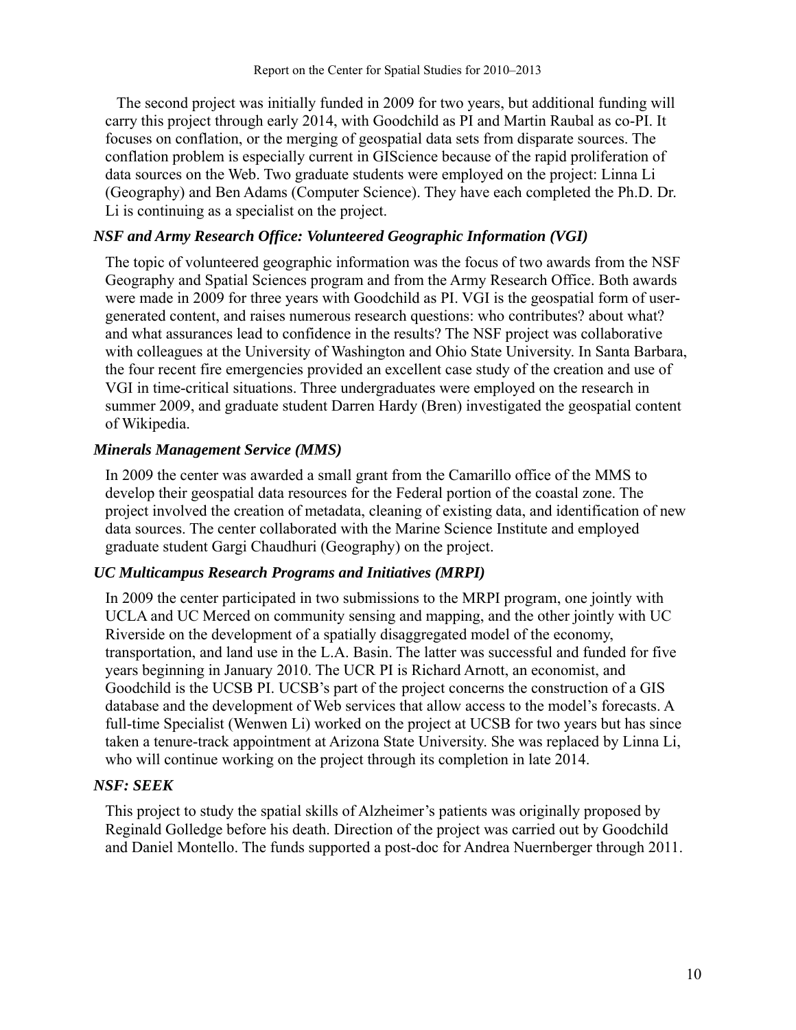The second project was initially funded in 2009 for two years, but additional funding will carry this project through early 2014, with Goodchild as PI and Martin Raubal as co-PI. It focuses on conflation, or the merging of geospatial data sets from disparate sources. The conflation problem is especially current in GIScience because of the rapid proliferation of data sources on the Web. Two graduate students were employed on the project: Linna Li (Geography) and Ben Adams (Computer Science). They have each completed the Ph.D. Dr. Li is continuing as a specialist on the project.

### *NSF and Army Research Office: Volunteered Geographic Information (VGI)*

The topic of volunteered geographic information was the focus of two awards from the NSF Geography and Spatial Sciences program and from the Army Research Office. Both awards were made in 2009 for three years with Goodchild as PI. VGI is the geospatial form of user-generated content, and raises numerous research questions: who contributes? about what? and what assurances lead to confidence in the results? The NSF project was collaborative with colleagues at the University of Washington and Ohio State University. In Santa Barbara, the four recent fire emergencies provided an excellent case study of the creation and use of VGI in time-critical situations. Three undergraduates were employed on the research in summer 2009, and graduate student Darren Hardy (Bren) investigated the geospatial content of Wikipedia.

### *Minerals Management Service (MMS)*

In 2009 the center was awarded a small grant from the Camarillo office of the MMS to develop their geospatial data resources for the Federal portion of the coastal zone. The project involved the creation of metadata, cleaning of existing data, and identification of new data sources. The center collaborated with the Marine Science Institute and employed graduate student Gargi Chaudhuri (Geography) on the project.

### *UC Multicampus Research Programs and Initiatives (MRPI)*

In 2009 the center participated in two submissions to the MRPI program, one jointly with UCLA and UC Merced on community sensing and mapping, and the other jointly with UC Riverside on the development of a spatially disaggregated model of the economy, transportation, and land use in the L.A. Basin. The latter was successful and funded for five years beginning in January 2010. The UCR PI is Richard Arnott, an economist, and Goodchild is the UCSB PI. UCSB's part of the project concerns the construction of a GIS database and the development of Web services that allow access to the model's forecasts. A full-time Specialist (Wenwen Li) worked on the project at UCSB for two years but has since taken a tenure-track appointment at Arizona State University. She was replaced by Linna Li, who will continue working on the project through its completion in late 2014.

### *NSF: SEEK*

This project to study the spatial skills of Alzheimer's patients was originally proposed by Reginald Golledge before his death. Direction of the project was carried out by Goodchild and Daniel Montello. The funds supported a post-doc for Andrea Nuernberger through 2011.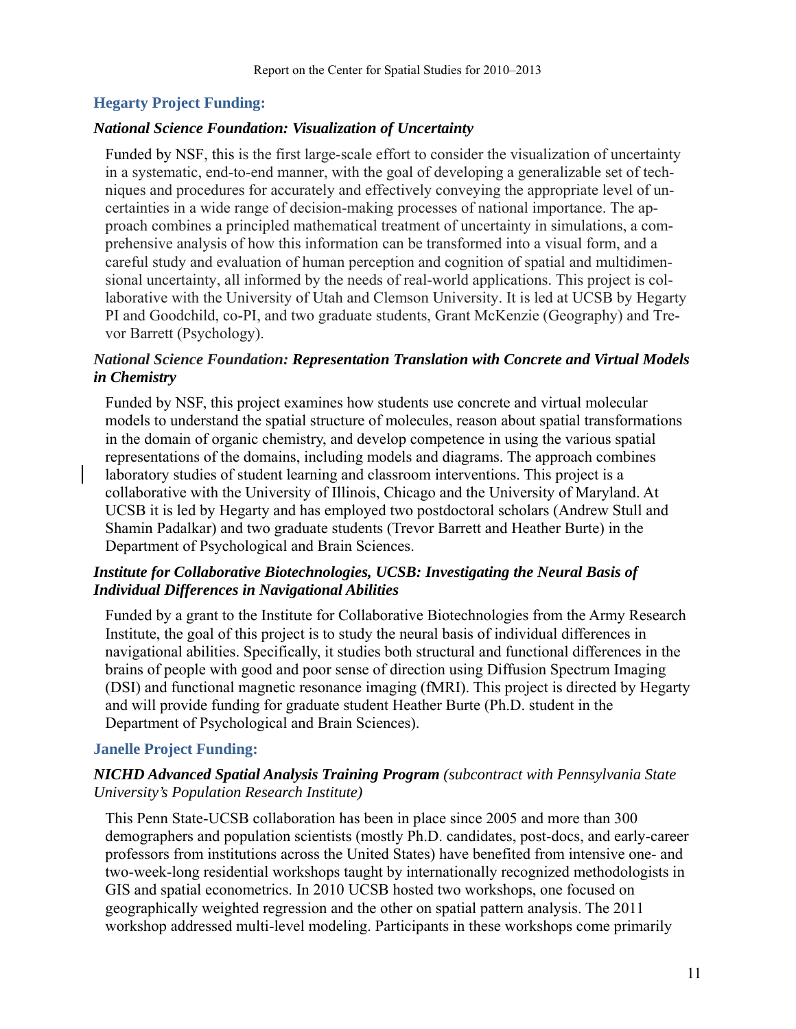### Hegarty Project Funding:

#### *National Science Foundation: Visualization of Uncertainty*

Funded by NSF, this is the first large-scale effort to consider the visualization of uncertainty in a systematic, end-to-end manner, with the goal of developing a generalizable set of techniques and procedures for accurately and effectively conveying the appropriate level of uncertainties in a wide range of decision-making processes of national importance. The approach combines a principled mathematical treatment of uncertainty in simulations, a comprehensive analysis of how this information can be transformed into a visual form, and a careful study and evaluation of human perception and cognition of spatial and multidimensional uncertainty, all informed by the needs of real-world applications. This project is collaborative with the University of Utah and Clemson University. It is led at UCSB by Hegarty PI and Goodchild, co-PI, and two graduate students, Grant McKenzie (Geography) and Trevor Barrett (Psychology).

#### *National Science Foundation: Representation Translation with Concrete and Virtual Models in Chemistry*

Funded by NSF, this project examines how students use concrete and virtual molecular models to understand the spatial structure of molecules, reason about spatial transformations in the domain of organic chemistry, and develop competence in using the various spatial representations of the domains, including models and diagrams. The approach combines laboratory studies of student learning and classroom interventions. This project is a collaborative with the University of Illinois, Chicago and the University of Maryland. At UCSB it is led by Hegarty and has employed two postdoctoral scholars (Andrew Stull and Shamin Padalkar) and two graduate students (Trevor Barrett and Heather Burte) in the Department of Psychological and Brain Sciences.

#### *Institute for Collaborative Biotechnologies, UCSB: Investigating the Neural Basis of Individual Differences in Navigational Abilities*

Funded by a grant to the Institute for Collaborative Biotechnologies from the Army Research Institute, the goal of this project is to study the neural basis of individual differences in navigational abilities. Specifically, it studies both structural and functional differences in the brains of people with good and poor sense of direction using Diffusion Spectrum Imaging (DSI) and functional magnetic resonance imaging (fMRI). This project is directed by Hegarty and will provide funding for graduate student Heather Burte (Ph.D. student in the Department of Psychological and Brain Sciences).

### Janelle Project Funding:

#### ***NICHD Advanced Spatial Analysis Training Program*** *(subcontract with Pennsylvania State University's Population Research Institute)*

This Penn State-UCSB collaboration has been in place since 2005 and more than 300 demographers and population scientists (mostly Ph.D. candidates, post-docs, and early-career professors from institutions across the United States) have benefited from intensive one- and two-week-long residential workshops taught by internationally recognized methodologists in GIS and spatial econometrics. In 2010 UCSB hosted two workshops, one focused on geographically weighted regression and the other on spatial pattern analysis. The 2011 workshop addressed multi-level modeling. Participants in these workshops come primarily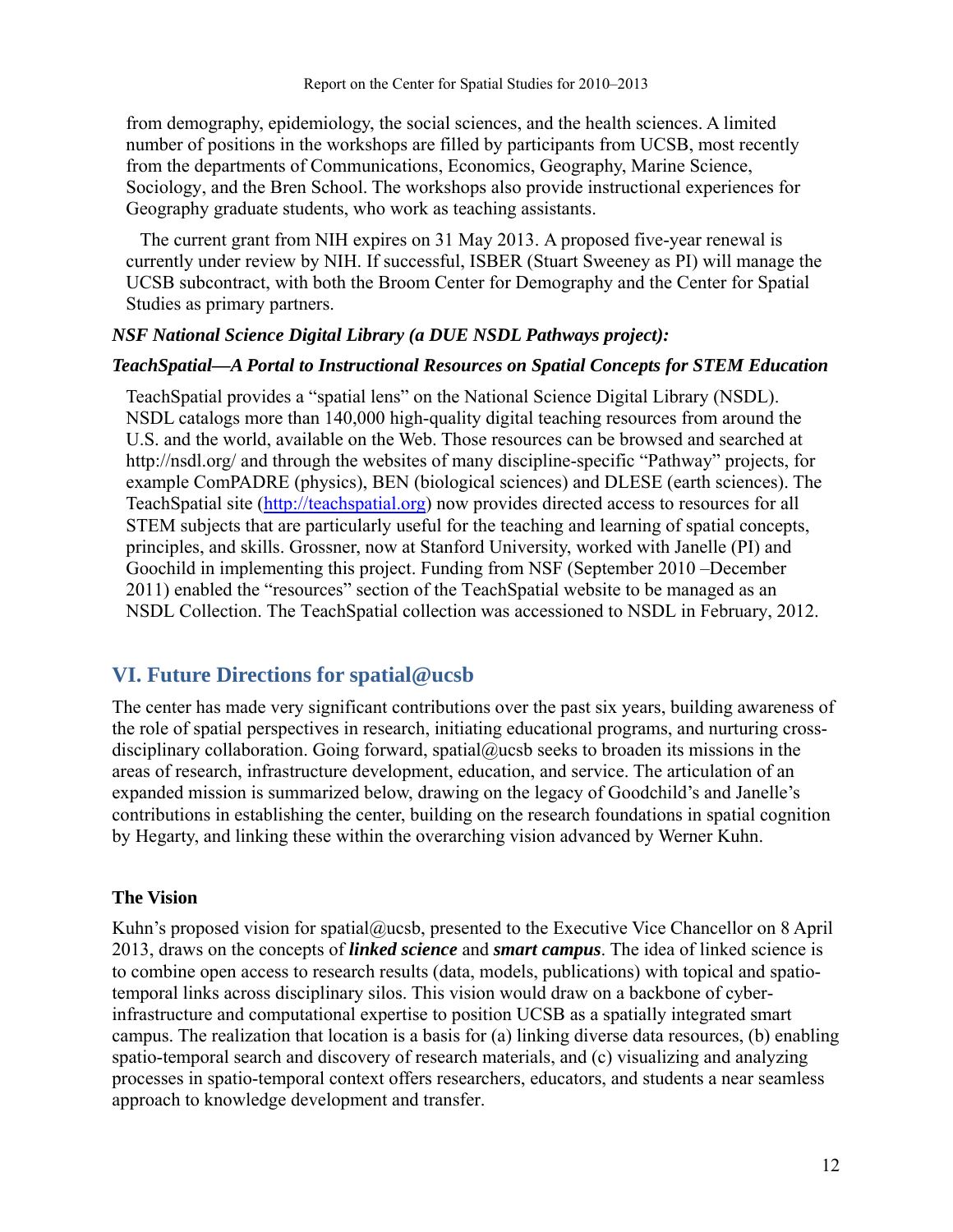from demography, epidemiology, the social sciences, and the health sciences. A limited number of positions in the workshops are filled by participants from UCSB, most recently from the departments of Communications, Economics, Geography, Marine Science, Sociology, and the Bren School. The workshops also provide instructional experiences for Geography graduate students, who work as teaching assistants.

The current grant from NIH expires on 31 May 2013. A proposed five-year renewal is currently under review by NIH. If successful, ISBER (Stuart Sweeney as PI) will manage the UCSB subcontract, with both the Broom Center for Demography and the Center for Spatial Studies as primary partners.

***NSF National Science Digital Library (a DUE NSDL Pathways project):***

***TeachSpatial—A Portal to Instructional Resources on Spatial Concepts for STEM Education***

TeachSpatial provides a "spatial lens" on the National Science Digital Library (NSDL). NSDL catalogs more than 140,000 high-quality digital teaching resources from around the U.S. and the world, available on the Web. Those resources can be browsed and searched at http://nsdl.org/ and through the websites of many discipline-specific "Pathway" projects, for example ComPADRE (physics), BEN (biological sciences) and DLESE (earth sciences). The TeachSpatial site (http://teachspatial.org) now provides directed access to resources for all STEM subjects that are particularly useful for the teaching and learning of spatial concepts, principles, and skills. Grossner, now at Stanford University, worked with Janelle (PI) and Goochild in implementing this project. Funding from NSF (September 2010 –December 2011) enabled the "resources" section of the TeachSpatial website to be managed as an NSDL Collection. The TeachSpatial collection was accessioned to NSDL in February, 2012.

## VI. Future Directions for spatial@ucsb

The center has made very significant contributions over the past six years, building awareness of the role of spatial perspectives in research, initiating educational programs, and nurturing cross-disciplinary collaboration. Going forward, spatial@ucsb seeks to broaden its missions in the areas of research, infrastructure development, education, and service. The articulation of an expanded mission is summarized below, drawing on the legacy of Goodchild's and Janelle's contributions in establishing the center, building on the research foundations in spatial cognition by Hegarty, and linking these within the overarching vision advanced by Werner Kuhn.

### The Vision

Kuhn's proposed vision for spatial@ucsb, presented to the Executive Vice Chancellor on 8 April 2013, draws on the concepts of ***linked science*** and ***smart campus***. The idea of linked science is to combine open access to research results (data, models, publications) with topical and spatio-temporal links across disciplinary silos. This vision would draw on a backbone of cyber-infrastructure and computational expertise to position UCSB as a spatially integrated smart campus. The realization that location is a basis for (a) linking diverse data resources, (b) enabling spatio-temporal search and discovery of research materials, and (c) visualizing and analyzing processes in spatio-temporal context offers researchers, educators, and students a near seamless approach to knowledge development and transfer.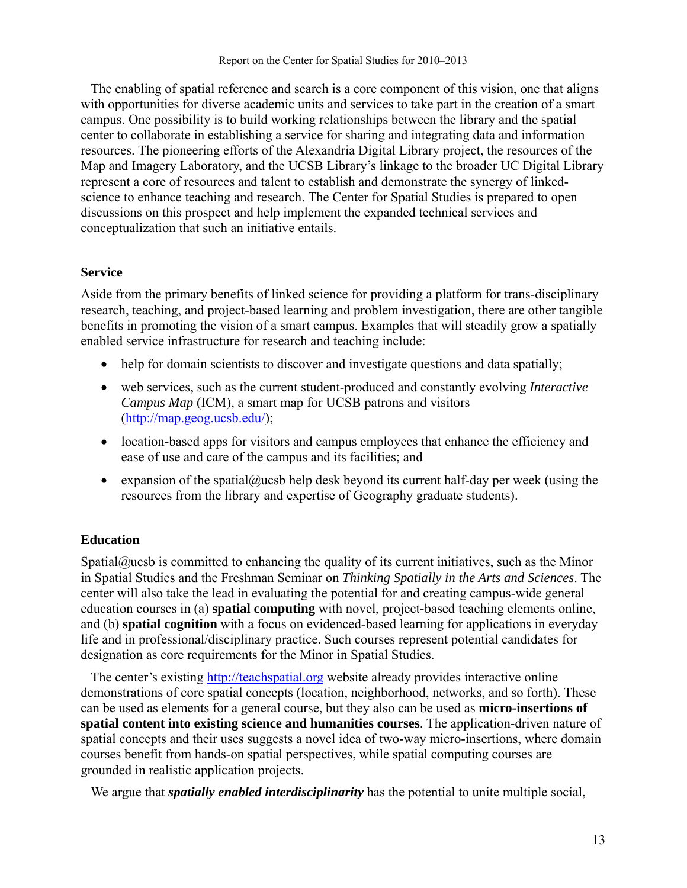The enabling of spatial reference and search is a core component of this vision, one that aligns with opportunities for diverse academic units and services to take part in the creation of a smart campus. One possibility is to build working relationships between the library and the spatial center to collaborate in establishing a service for sharing and integrating data and information resources. The pioneering efforts of the Alexandria Digital Library project, the resources of the Map and Imagery Laboratory, and the UCSB Library's linkage to the broader UC Digital Library represent a core of resources and talent to establish and demonstrate the synergy of linked-science to enhance teaching and research. The Center for Spatial Studies is prepared to open discussions on this prospect and help implement the expanded technical services and conceptualization that such an initiative entails.

## Service

Aside from the primary benefits of linked science for providing a platform for trans-disciplinary research, teaching, and project-based learning and problem investigation, there are other tangible benefits in promoting the vision of a smart campus. Examples that will steadily grow a spatially enabled service infrastructure for research and teaching include:

- help for domain scientists to discover and investigate questions and data spatially;
- web services, such as the current student-produced and constantly evolving *Interactive Campus Map* (ICM), a smart map for UCSB patrons and visitors (http://map.geog.ucsb.edu/);
- location-based apps for visitors and campus employees that enhance the efficiency and ease of use and care of the campus and its facilities; and
- expansion of the spatial@ucsb help desk beyond its current half-day per week (using the resources from the library and expertise of Geography graduate students).

## Education

Spatial@ucsb is committed to enhancing the quality of its current initiatives, such as the Minor in Spatial Studies and the Freshman Seminar on *Thinking Spatially in the Arts and Sciences*. The center will also take the lead in evaluating the potential for and creating campus-wide general education courses in (a) **spatial computing** with novel, project-based teaching elements online, and (b) **spatial cognition** with a focus on evidenced-based learning for applications in everyday life and in professional/disciplinary practice. Such courses represent potential candidates for designation as core requirements for the Minor in Spatial Studies.

The center's existing http://teachspatial.org website already provides interactive online demonstrations of core spatial concepts (location, neighborhood, networks, and so forth). These can be used as elements for a general course, but they also can be used as **micro-insertions of spatial content into existing science and humanities courses**. The application-driven nature of spatial concepts and their uses suggests a novel idea of two-way micro-insertions, where domain courses benefit from hands-on spatial perspectives, while spatial computing courses are grounded in realistic application projects.

We argue that ***spatially enabled interdisciplinarity*** has the potential to unite multiple social,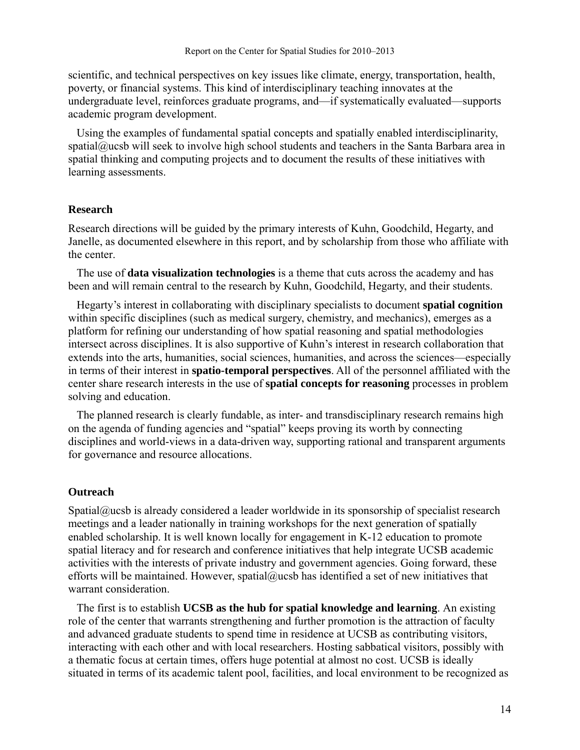scientific, and technical perspectives on key issues like climate, energy, transportation, health, poverty, or financial systems. This kind of interdisciplinary teaching innovates at the undergraduate level, reinforces graduate programs, and—if systematically evaluated—supports academic program development.

Using the examples of fundamental spatial concepts and spatially enabled interdisciplinarity, spatial@ucsb will seek to involve high school students and teachers in the Santa Barbara area in spatial thinking and computing projects and to document the results of these initiatives with learning assessments.

### Research

Research directions will be guided by the primary interests of Kuhn, Goodchild, Hegarty, and Janelle, as documented elsewhere in this report, and by scholarship from those who affiliate with the center.

The use of **data visualization technologies** is a theme that cuts across the academy and has been and will remain central to the research by Kuhn, Goodchild, Hegarty, and their students.

Hegarty's interest in collaborating with disciplinary specialists to document **spatial cognition** within specific disciplines (such as medical surgery, chemistry, and mechanics), emerges as a platform for refining our understanding of how spatial reasoning and spatial methodologies intersect across disciplines. It is also supportive of Kuhn's interest in research collaboration that extends into the arts, humanities, social sciences, humanities, and across the sciences—especially in terms of their interest in **spatio-temporal perspectives**. All of the personnel affiliated with the center share research interests in the use of **spatial concepts for reasoning** processes in problem solving and education.

The planned research is clearly fundable, as inter- and transdisciplinary research remains high on the agenda of funding agencies and "spatial" keeps proving its worth by connecting disciplines and world-views in a data-driven way, supporting rational and transparent arguments for governance and resource allocations.

### Outreach

Spatial@ucsb is already considered a leader worldwide in its sponsorship of specialist research meetings and a leader nationally in training workshops for the next generation of spatially enabled scholarship. It is well known locally for engagement in K-12 education to promote spatial literacy and for research and conference initiatives that help integrate UCSB academic activities with the interests of private industry and government agencies. Going forward, these efforts will be maintained. However, spatial@ucsb has identified a set of new initiatives that warrant consideration.

The first is to establish **UCSB as the hub for spatial knowledge and learning**. An existing role of the center that warrants strengthening and further promotion is the attraction of faculty and advanced graduate students to spend time in residence at UCSB as contributing visitors, interacting with each other and with local researchers. Hosting sabbatical visitors, possibly with a thematic focus at certain times, offers huge potential at almost no cost. UCSB is ideally situated in terms of its academic talent pool, facilities, and local environment to be recognized as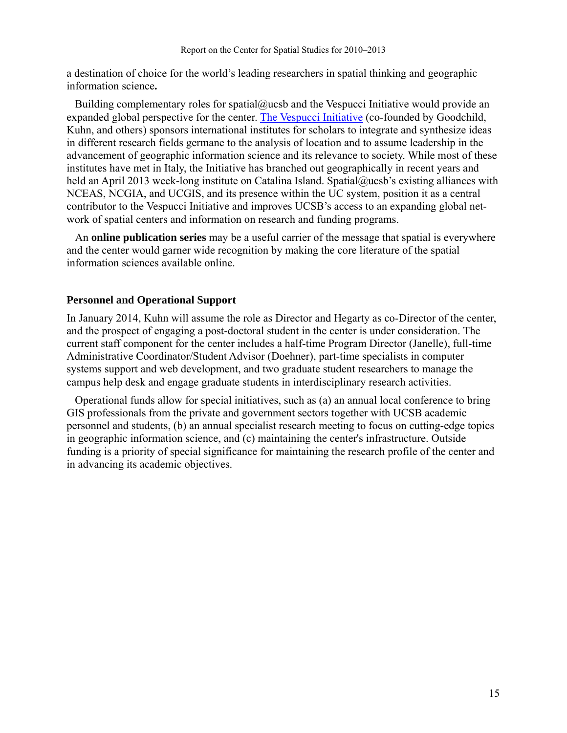a destination of choice for the world's leading researchers in spatial thinking and geographic information science**.**

Building complementary roles for spatial@ucsb and the Vespucci Initiative would provide an expanded global perspective for the center. The Vespucci Initiative (co-founded by Goodchild, Kuhn, and others) sponsors international institutes for scholars to integrate and synthesize ideas in different research fields germane to the analysis of location and to assume leadership in the advancement of geographic information science and its relevance to society. While most of these institutes have met in Italy, the Initiative has branched out geographically in recent years and held an April 2013 week-long institute on Catalina Island. Spatial@ucsb's existing alliances with NCEAS, NCGIA, and UCGIS, and its presence within the UC system, position it as a central contributor to the Vespucci Initiative and improves UCSB's access to an expanding global network of spatial centers and information on research and funding programs.

An **online publication series** may be a useful carrier of the message that spatial is everywhere and the center would garner wide recognition by making the core literature of the spatial information sciences available online.

### Personnel and Operational Support

In January 2014, Kuhn will assume the role as Director and Hegarty as co-Director of the center, and the prospect of engaging a post-doctoral student in the center is under consideration. The current staff component for the center includes a half-time Program Director (Janelle), full-time Administrative Coordinator/Student Advisor (Doehner), part-time specialists in computer systems support and web development, and two graduate student researchers to manage the campus help desk and engage graduate students in interdisciplinary research activities.

Operational funds allow for special initiatives, such as (a) an annual local conference to bring GIS professionals from the private and government sectors together with UCSB academic personnel and students, (b) an annual specialist research meeting to focus on cutting-edge topics in geographic information science, and (c) maintaining the center's infrastructure. Outside funding is a priority of special significance for maintaining the research profile of the center and in advancing its academic objectives.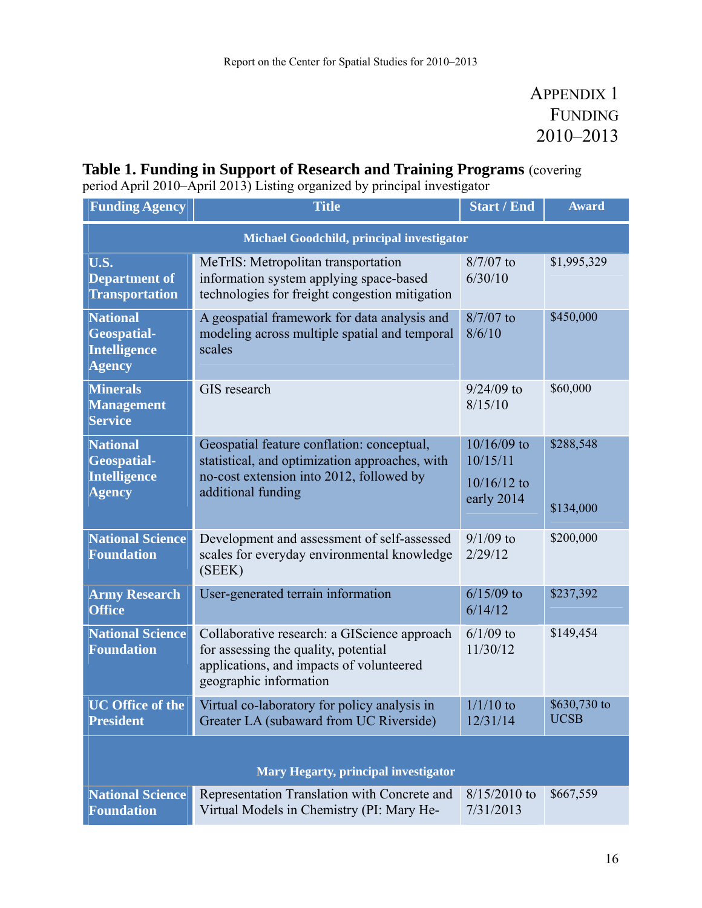# Appendix 1
# Funding
# 2010–2013

**Table 1. Funding in Support of Research and Training Programs** (covering period April 2010–April 2013) Listing organized by principal investigator

| Funding Agency | Title | Start / End | Award |
|---|---|---|---|
| **Michael Goodchild, principal investigator** | | | |
| **U.S. Department of Transportation** | MeTrIS: Metropolitan transportation information system applying space-based technologies for freight congestion mitigation | 8/7/07 to 6/30/10 | $1,995,329 |
| **National Geospatial-Intelligence Agency** | A geospatial framework for data analysis and modeling across multiple spatial and temporal scales | 8/7/07 to 8/6/10 | $450,000 |
| **Minerals Management Service** | GIS research | 9/24/09 to 8/15/10 | $60,000 |
| **National Geospatial-Intelligence Agency** | Geospatial feature conflation: conceptual, statistical, and optimization approaches, with no-cost extension into 2012, followed by additional funding | 10/16/09 to 10/15/11<br>10/16/12 to early 2014 | $288,548<br>$134,000 |
| **National Science Foundation** | Development and assessment of self-assessed scales for everyday environmental knowledge (SEEK) | 9/1/09 to 2/29/12 | $200,000 |
| **Army Research Office** | User-generated terrain information | 6/15/09 to 6/14/12 | $237,392 |
| **National Science Foundation** | Collaborative research: a GIScience approach for assessing the quality, potential applications, and impacts of volunteered geographic information | 6/1/09 to 11/30/12 | $149,454 |
| **UC Office of the President** | Virtual co-laboratory for policy analysis in Greater LA (subaward from UC Riverside) | 1/1/10 to 12/31/14 | $630,730 to UCSB |
| **Mary Hegarty, principal investigator** | | | |
| **National Science Foundation** | Representation Translation with Concrete and Virtual Models in Chemistry (PI: Mary He- | 8/15/2010 to 7/31/2013 | $667,559 |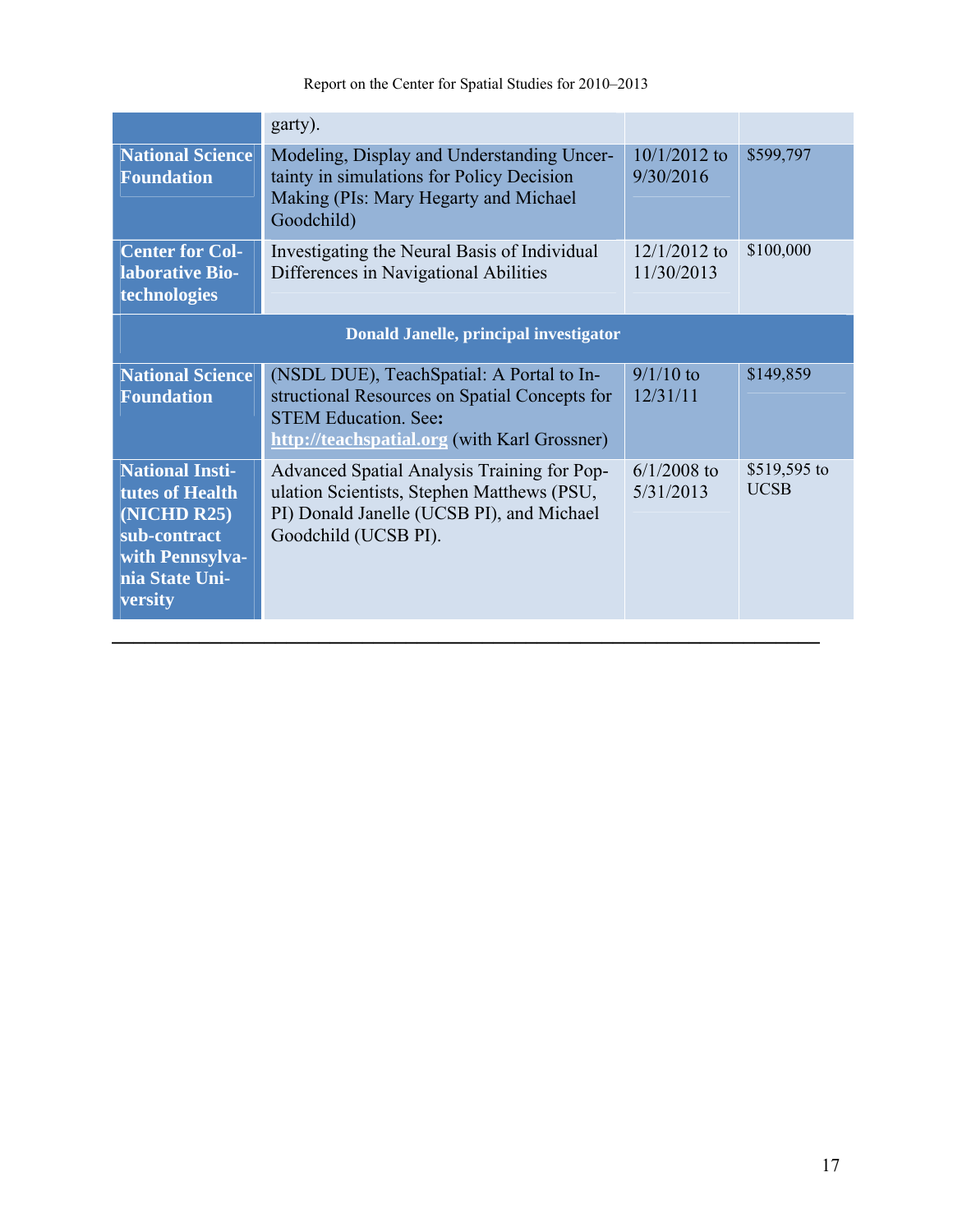| | | | |
|---|---|---|---|
| | garty). | | |
| **National Science Foundation** | Modeling, Display and Understanding Uncertainty in simulations for Policy Decision Making (PIs: Mary Hegarty and Michael Goodchild) | 10/1/2012 to 9/30/2016 | $599,797 |
| **Center for Collaborative Biotechnologies** | Investigating the Neural Basis of Individual Differences in Navigational Abilities | 12/1/2012 to 11/30/2013 | $100,000 |
| **Donald Janelle, principal investigator** | | | |
| **National Science Foundation** | (NSDL DUE), TeachSpatial: A Portal to Instructional Resources on Spatial Concepts for STEM Education. See: **http://teachspatial.org** (with Karl Grossner) | 9/1/10 to 12/31/11 | $149,859 |
| **National Institutes of Health (NICHD R25) sub-contract with Pennsylvania State University** | Advanced Spatial Analysis Training for Population Scientists, Stephen Matthews (PSU, PI) Donald Janelle (UCSB PI), and Michael Goodchild (UCSB PI). | 6/1/2008 to 5/31/2013 | $519,595 to UCSB |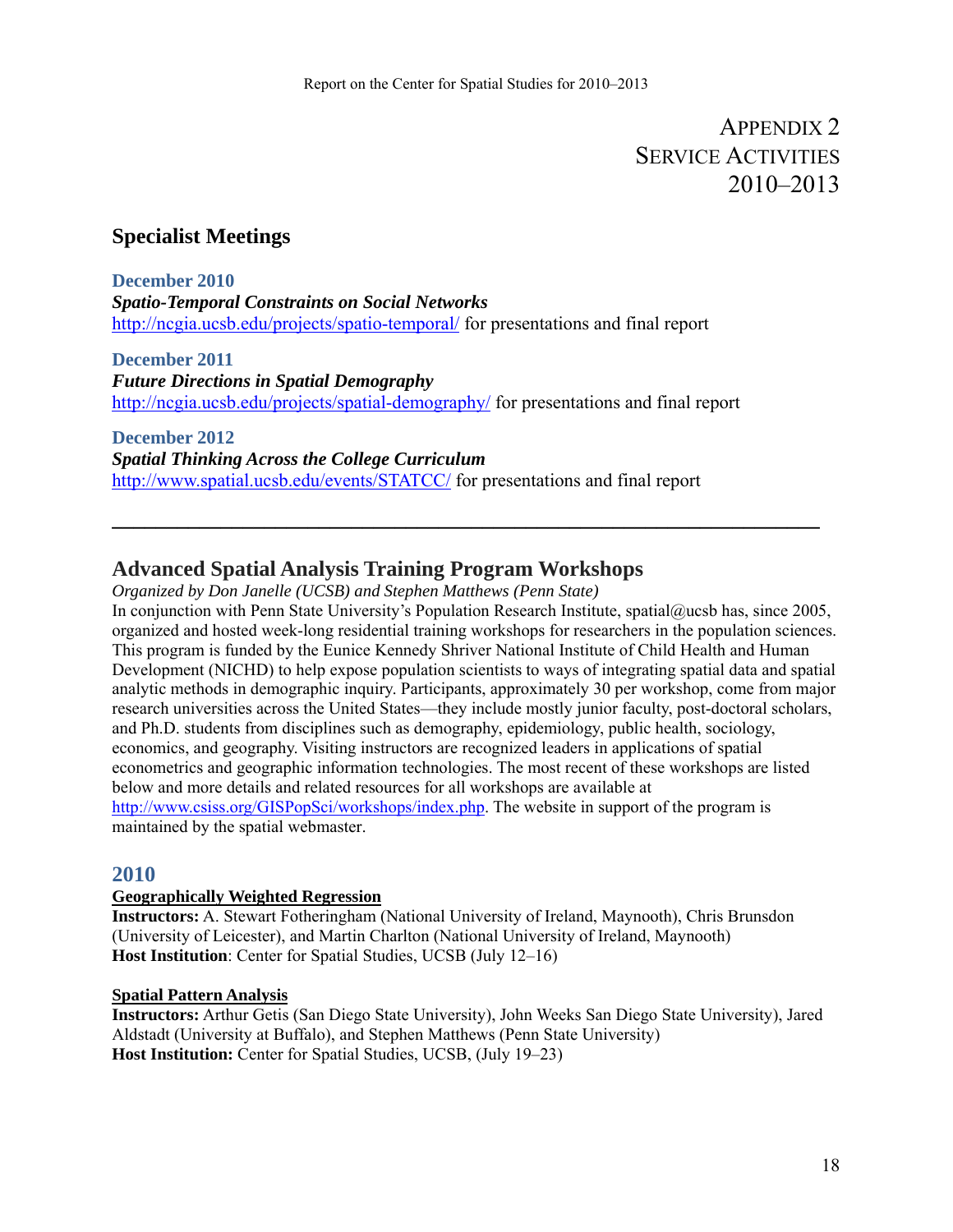# APPENDIX 2
# SERVICE ACTIVITIES
# 2010–2013

## Specialist Meetings

**December 2010**
***Spatio-Temporal Constraints on Social Networks***
http://ncgia.ucsb.edu/projects/spatio-temporal/ for presentations and final report

**December 2011**
***Future Directions in Spatial Demography***
http://ncgia.ucsb.edu/projects/spatial-demography/ for presentations and final report

**December 2012**
***Spatial Thinking Across the College Curriculum***
http://www.spatial.ucsb.edu/events/STATCC/ for presentations and final report

---

## Advanced Spatial Analysis Training Program Workshops

*Organized by Don Janelle (UCSB) and Stephen Matthews (Penn State)*

In conjunction with Penn State University's Population Research Institute, spatial@ucsb has, since 2005, organized and hosted week-long residential training workshops for researchers in the population sciences. This program is funded by the Eunice Kennedy Shriver National Institute of Child Health and Human Development (NICHD) to help expose population scientists to ways of integrating spatial data and spatial analytic methods in demographic inquiry. Participants, approximately 30 per workshop, come from major research universities across the United States—they include mostly junior faculty, post-doctoral scholars, and Ph.D. students from disciplines such as demography, epidemiology, public health, sociology, economics, and geography. Visiting instructors are recognized leaders in applications of spatial econometrics and geographic information technologies. The most recent of these workshops are listed below and more details and related resources for all workshops are available at http://www.csiss.org/GISPopSci/workshops/index.php. The website in support of the program is maintained by the spatial webmaster.

## 2010

**Geographically Weighted Regression**
**Instructors:** A. Stewart Fotheringham (National University of Ireland, Maynooth), Chris Brunsdon (University of Leicester), and Martin Charlton (National University of Ireland, Maynooth)
**Host Institution**: Center for Spatial Studies, UCSB (July 12–16)

**Spatial Pattern Analysis**
**Instructors:** Arthur Getis (San Diego State University), John Weeks San Diego State University), Jared Aldstadt (University at Buffalo), and Stephen Matthews (Penn State University)
**Host Institution:** Center for Spatial Studies, UCSB, (July 19–23)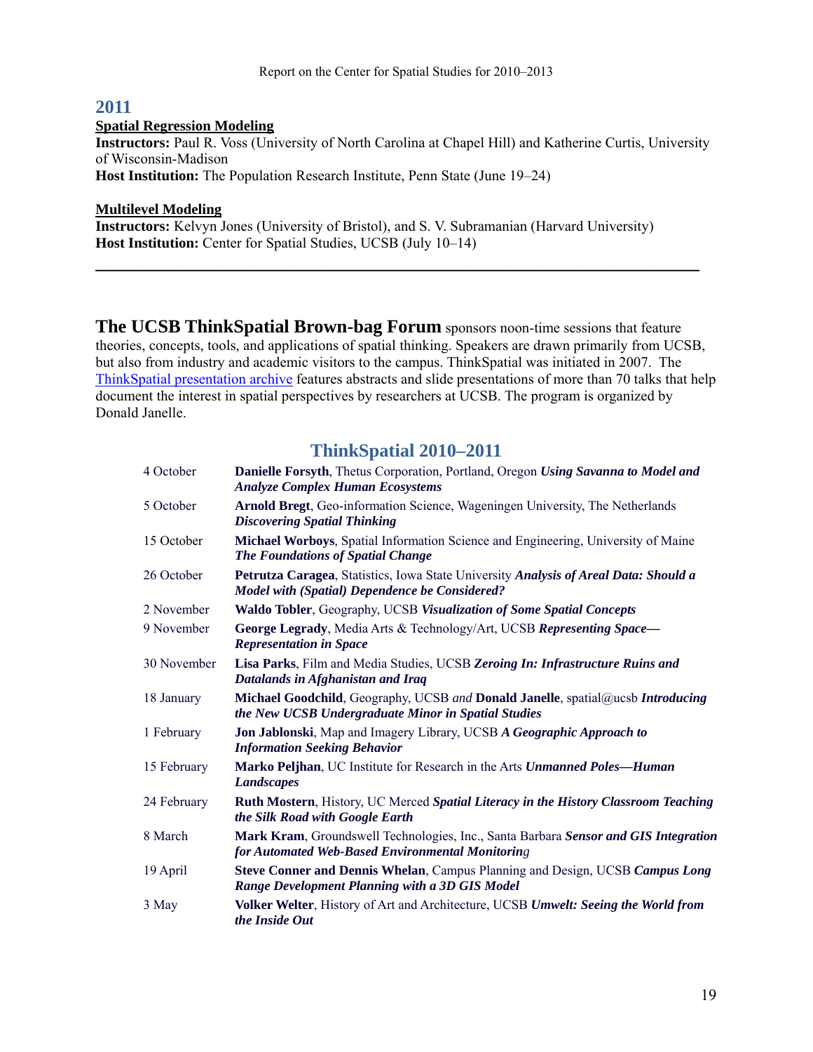## 2011

**Spatial Regression Modeling**

**Instructors:** Paul R. Voss (University of North Carolina at Chapel Hill) and Katherine Curtis, University of Wisconsin-Madison

**Host Institution:** The Population Research Institute, Penn State (June 19–24)

**Multilevel Modeling**

**Instructors:** Kelvyn Jones (University of Bristol), and S. V. Subramanian (Harvard University)

**Host Institution:** Center for Spatial Studies, UCSB (July 10–14)

---

**The UCSB ThinkSpatial Brown-bag Forum** sponsors noon-time sessions that feature theories, concepts, tools, and applications of spatial thinking. Speakers are drawn primarily from UCSB, but also from industry and academic visitors to the campus. ThinkSpatial was initiated in 2007. The ThinkSpatial presentation archive features abstracts and slide presentations of more than 70 talks that help document the interest in spatial perspectives by researchers at UCSB. The program is organized by Donald Janelle.

## ThinkSpatial 2010–2011

| | |
|---|---|
| 4 October | **Danielle Forsyth**, Thetus Corporation, Portland, Oregon ***Using Savanna to Model and Analyze Complex Human Ecosystems*** |
| 5 October | **Arnold Bregt**, Geo-information Science, Wageningen University, The Netherlands ***Discovering Spatial Thinking*** |
| 15 October | **Michael Worboys**, Spatial Information Science and Engineering, University of Maine ***The Foundations of Spatial Change*** |
| 26 October | **Petrutza Caragea**, Statistics, Iowa State University ***Analysis of Areal Data: Should a Model with (Spatial) Dependence be Considered?*** |
| 2 November | **Waldo Tobler**, Geography, UCSB ***Visualization of Some Spatial Concepts*** |
| 9 November | **George Legrady**, Media Arts & Technology/Art, UCSB ***Representing Space—Representation in Space*** |
| 30 November | **Lisa Parks**, Film and Media Studies, UCSB ***Zeroing In: Infrastructure Ruins and Datalands in Afghanistan and Iraq*** |
| 18 January | **Michael Goodchild**, Geography, UCSB *and* **Donald Janelle**, spatial@ucsb ***Introducing the New UCSB Undergraduate Minor in Spatial Studies*** |
| 1 February | **Jon Jablonski**, Map and Imagery Library, UCSB ***A Geographic Approach to Information Seeking Behavior*** |
| 15 February | **Marko Peljhan**, UC Institute for Research in the Arts ***Unmanned Poles—Human Landscapes*** |
| 24 February | **Ruth Mostern**, History, UC Merced ***Spatial Literacy in the History Classroom Teaching the Silk Road with Google Earth*** |
| 8 March | **Mark Kram**, Groundswell Technologies, Inc., Santa Barbara ***Sensor and GIS Integration for Automated Web-Based Environmental Monitoring*** |
| 19 April | **Steve Conner and Dennis Whelan**, Campus Planning and Design, UCSB ***Campus Long Range Development Planning with a 3D GIS Model*** |
| 3 May | **Volker Welter**, History of Art and Architecture, UCSB ***Umwelt: Seeing the World from the Inside Out*** |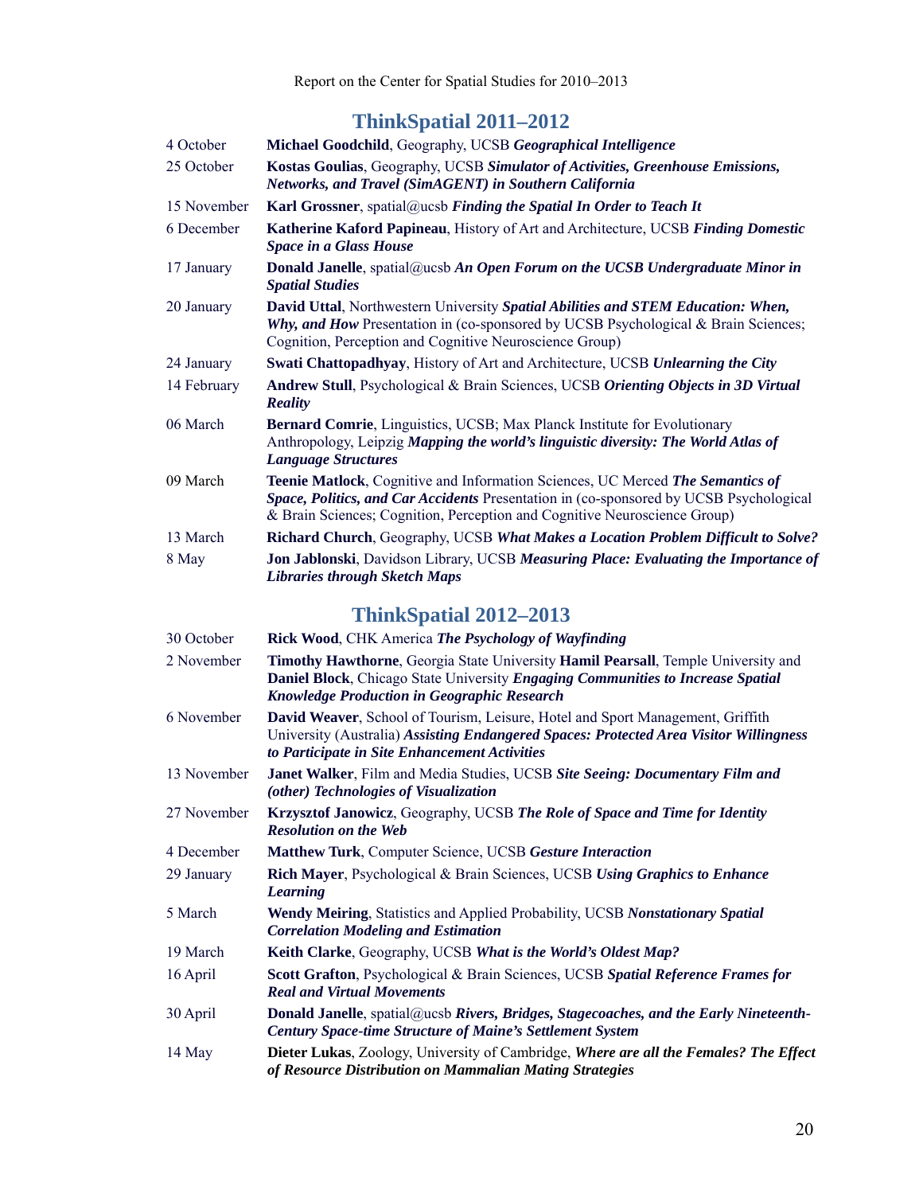## ThinkSpatial 2011–2012

| | |
|---|---|
| 4 October | **Michael Goodchild**, Geography, UCSB ***Geographical Intelligence*** |
| 25 October | **Kostas Goulias**, Geography, UCSB ***Simulator of Activities, Greenhouse Emissions, Networks, and Travel (SimAGENT) in Southern California*** |
| 15 November | **Karl Grossner**, spatial@ucsb ***Finding the Spatial In Order to Teach It*** |
| 6 December | **Katherine Kaford Papineau**, History of Art and Architecture, UCSB ***Finding Domestic Space in a Glass House*** |
| 17 January | **Donald Janelle**, spatial@ucsb ***An Open Forum on the UCSB Undergraduate Minor in Spatial Studies*** |
| 20 January | **David Uttal**, Northwestern University ***Spatial Abilities and STEM Education: When, Why, and How*** Presentation in (co-sponsored by UCSB Psychological & Brain Sciences; Cognition, Perception and Cognitive Neuroscience Group) |
| 24 January | **Swati Chattopadhyay**, History of Art and Architecture, UCSB ***Unlearning the City*** |
| 14 February | **Andrew Stull**, Psychological & Brain Sciences, UCSB ***Orienting Objects in 3D Virtual Reality*** |
| 06 March | **Bernard Comrie**, Linguistics, UCSB; Max Planck Institute for Evolutionary Anthropology, Leipzig ***Mapping the world's linguistic diversity: The World Atlas of Language Structures*** |
| 09 March | **Teenie Matlock**, Cognitive and Information Sciences, UC Merced ***The Semantics of Space, Politics, and Car Accidents*** Presentation in (co-sponsored by UCSB Psychological & Brain Sciences; Cognition, Perception and Cognitive Neuroscience Group) |
| 13 March | **Richard Church**, Geography, UCSB ***What Makes a Location Problem Difficult to Solve?*** |
| 8 May | **Jon Jablonski**, Davidson Library, UCSB ***Measuring Place: Evaluating the Importance of Libraries through Sketch Maps*** |

## ThinkSpatial 2012–2013

| | |
|---|---|
| 30 October | **Rick Wood**, CHK America ***The Psychology of Wayfinding*** |
| 2 November | **Timothy Hawthorne**, Georgia State University **Hamil Pearsall**, Temple University and **Daniel Block**, Chicago State University ***Engaging Communities to Increase Spatial Knowledge Production in Geographic Research*** |
| 6 November | **David Weaver**, School of Tourism, Leisure, Hotel and Sport Management, Griffith University (Australia) ***Assisting Endangered Spaces: Protected Area Visitor Willingness to Participate in Site Enhancement Activities*** |
| 13 November | **Janet Walker**, Film and Media Studies, UCSB ***Site Seeing: Documentary Film and (other) Technologies of Visualization*** |
| 27 November | **Krzysztof Janowicz**, Geography, UCSB ***The Role of Space and Time for Identity Resolution on the Web*** |
| 4 December | **Matthew Turk**, Computer Science, UCSB ***Gesture Interaction*** |
| 29 January | **Rich Mayer**, Psychological & Brain Sciences, UCSB ***Using Graphics to Enhance Learning*** |
| 5 March | **Wendy Meiring**, Statistics and Applied Probability, UCSB ***Nonstationary Spatial Correlation Modeling and Estimation*** |
| 19 March | **Keith Clarke**, Geography, UCSB ***What is the World's Oldest Map?*** |
| 16 April | **Scott Grafton**, Psychological & Brain Sciences, UCSB ***Spatial Reference Frames for Real and Virtual Movements*** |
| 30 April | **Donald Janelle**, spatial@ucsb ***Rivers, Bridges, Stagecoaches, and the Early Nineteenth-Century Space-time Structure of Maine's Settlement System*** |
| 14 May | **Dieter Lukas**, Zoology, University of Cambridge, ***Where are all the Females? The Effect of Resource Distribution on Mammalian Mating Strategies*** |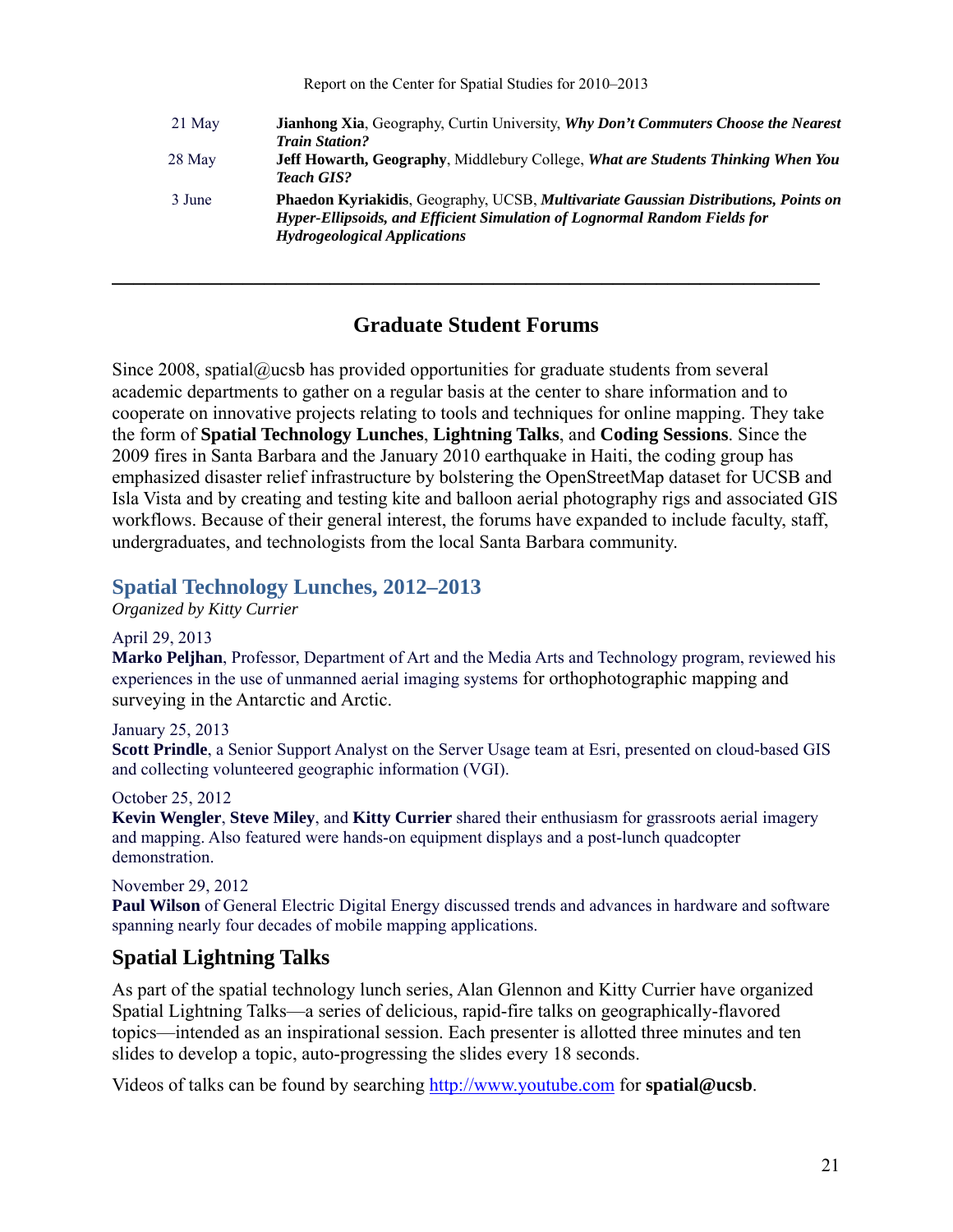| | |
|---|---|
| 21 May | **Jianhong Xia**, Geography, Curtin University, ***Why Don't Commuters Choose the Nearest Train Station?*** |
| 28 May | **Jeff Howarth, Geography**, Middlebury College, ***What are Students Thinking When You Teach GIS?*** |
| 3 June | **Phaedon Kyriakidis**, Geography, UCSB, ***Multivariate Gaussian Distributions, Points on Hyper-Ellipsoids, and Efficient Simulation of Lognormal Random Fields for Hydrogeological Applications*** |

---

## Graduate Student Forums

Since 2008, spatial@ucsb has provided opportunities for graduate students from several academic departments to gather on a regular basis at the center to share information and to cooperate on innovative projects relating to tools and techniques for online mapping. They take the form of **Spatial Technology Lunches**, **Lightning Talks**, and **Coding Sessions**. Since the 2009 fires in Santa Barbara and the January 2010 earthquake in Haiti, the coding group has emphasized disaster relief infrastructure by bolstering the OpenStreetMap dataset for UCSB and Isla Vista and by creating and testing kite and balloon aerial photography rigs and associated GIS workflows. Because of their general interest, the forums have expanded to include faculty, staff, undergraduates, and technologists from the local Santa Barbara community.

### Spatial Technology Lunches, 2012–2013

*Organized by Kitty Currier*

April 29, 2013
**Marko Peljhan**, Professor, Department of Art and the Media Arts and Technology program, reviewed his experiences in the use of unmanned aerial imaging systems for orthophotographic mapping and surveying in the Antarctic and Arctic.

January 25, 2013
**Scott Prindle**, a Senior Support Analyst on the Server Usage team at Esri, presented on cloud-based GIS and collecting volunteered geographic information (VGI).

October 25, 2012
**Kevin Wengler**, **Steve Miley**, and **Kitty Currier** shared their enthusiasm for grassroots aerial imagery and mapping. Also featured were hands-on equipment displays and a post-lunch quadcopter demonstration.

November 29, 2012
**Paul Wilson** of General Electric Digital Energy discussed trends and advances in hardware and software spanning nearly four decades of mobile mapping applications.

### Spatial Lightning Talks

As part of the spatial technology lunch series, Alan Glennon and Kitty Currier have organized Spatial Lightning Talks—a series of delicious, rapid-fire talks on geographically-flavored topics—intended as an inspirational session. Each presenter is allotted three minutes and ten slides to develop a topic, auto-progressing the slides every 18 seconds.

Videos of talks can be found by searching http://www.youtube.com for **spatial@ucsb**.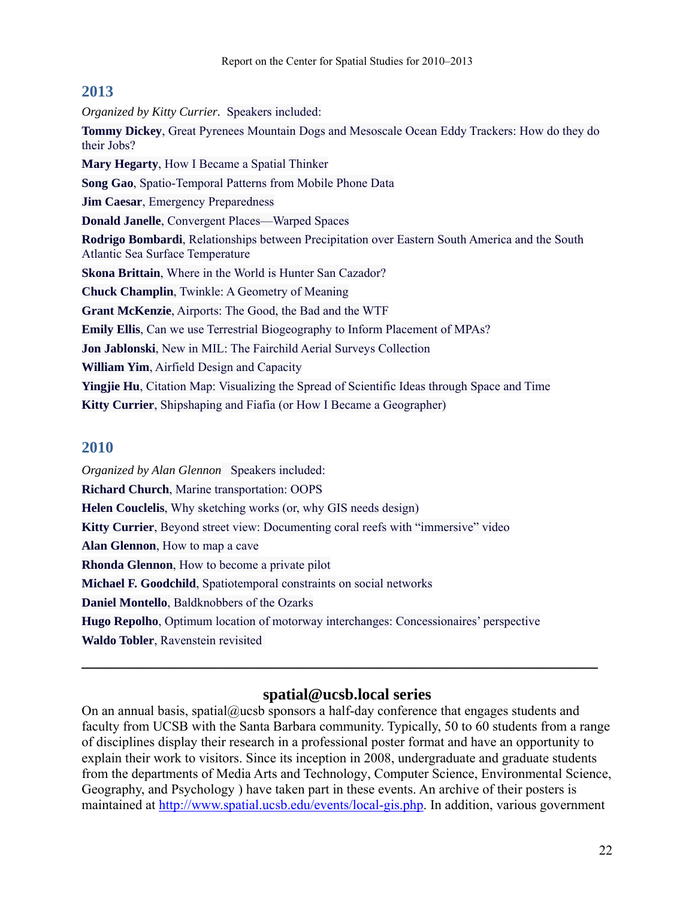## 2013

*Organized by Kitty Currier*. Speakers included:

**Tommy Dickey**, Great Pyrenees Mountain Dogs and Mesoscale Ocean Eddy Trackers: How do they do their Jobs?

**Mary Hegarty**, How I Became a Spatial Thinker

**Song Gao**, Spatio-Temporal Patterns from Mobile Phone Data

**Jim Caesar**, Emergency Preparedness

**Donald Janelle**, Convergent Places—Warped Spaces

**Rodrigo Bombardi**, Relationships between Precipitation over Eastern South America and the South Atlantic Sea Surface Temperature

**Skona Brittain**, Where in the World is Hunter San Cazador?

**Chuck Champlin**, Twinkle: A Geometry of Meaning

**Grant McKenzie**, Airports: The Good, the Bad and the WTF

**Emily Ellis**, Can we use Terrestrial Biogeography to Inform Placement of MPAs?

**Jon Jablonski**, New in MIL: The Fairchild Aerial Surveys Collection

**William Yim**, Airfield Design and Capacity

**Yingjie Hu**, Citation Map: Visualizing the Spread of Scientific Ideas through Space and Time

**Kitty Currier**, Shipshaping and Fiafia (or How I Became a Geographer)

## 2010

*Organized by Alan Glennon* Speakers included:

**Richard Church**, Marine transportation: OOPS

**Helen Couclelis**, Why sketching works (or, why GIS needs design)

**Kitty Currier**, Beyond street view: Documenting coral reefs with "immersive" video

**Alan Glennon**, How to map a cave

**Rhonda Glennon**, How to become a private pilot

**Michael F. Goodchild**, Spatiotemporal constraints on social networks

**Daniel Montello**, Baldknobbers of the Ozarks

**Hugo Repolho**, Optimum location of motorway interchanges: Concessionaires' perspective

**Waldo Tobler**, Ravenstein revisited

---

## spatial@ucsb.local series

On an annual basis, spatial@ucsb sponsors a half-day conference that engages students and faculty from UCSB with the Santa Barbara community. Typically, 50 to 60 students from a range of disciplines display their research in a professional poster format and have an opportunity to explain their work to visitors. Since its inception in 2008, undergraduate and graduate students from the departments of Media Arts and Technology, Computer Science, Environmental Science, Geography, and Psychology ) have taken part in these events. An archive of their posters is maintained at http://www.spatial.ucsb.edu/events/local-gis.php. In addition, various government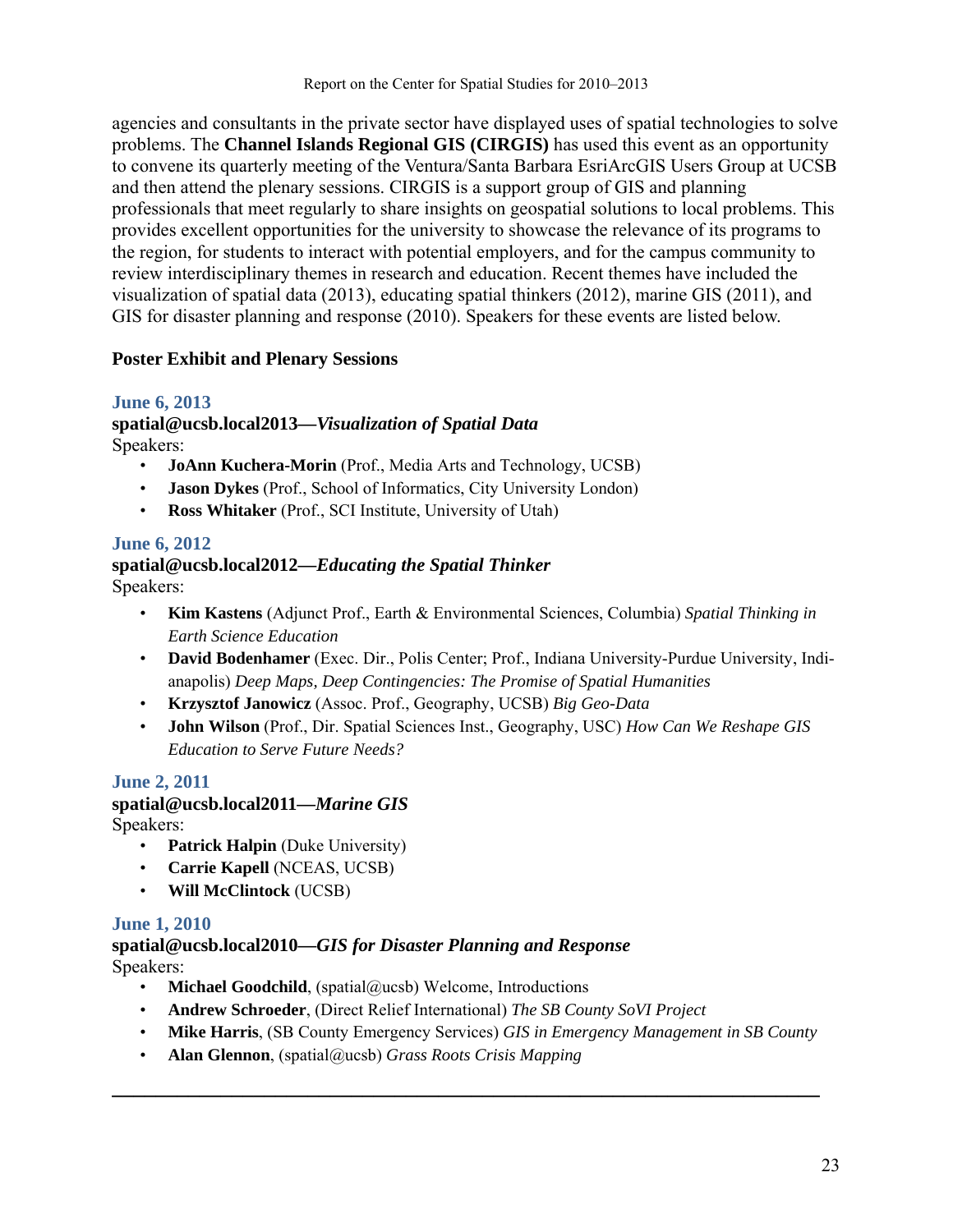agencies and consultants in the private sector have displayed uses of spatial technologies to solve problems. The **Channel Islands Regional GIS (CIRGIS)** has used this event as an opportunity to convene its quarterly meeting of the Ventura/Santa Barbara EsriArcGIS Users Group at UCSB and then attend the plenary sessions. CIRGIS is a support group of GIS and planning professionals that meet regularly to share insights on geospatial solutions to local problems. This provides excellent opportunities for the university to showcase the relevance of its programs to the region, for students to interact with potential employers, and for the campus community to review interdisciplinary themes in research and education. Recent themes have included the visualization of spatial data (2013), educating spatial thinkers (2012), marine GIS (2011), and GIS for disaster planning and response (2010). Speakers for these events are listed below.

**Poster Exhibit and Plenary Sessions**

### June 6, 2013

**spatial@ucsb.local2013—*Visualization of Spatial Data***
Speakers:

- **JoAnn Kuchera-Morin** (Prof., Media Arts and Technology, UCSB)
- **Jason Dykes** (Prof., School of Informatics, City University London)
- **Ross Whitaker** (Prof., SCI Institute, University of Utah)

### June 6, 2012

**spatial@ucsb.local2012—*Educating the Spatial Thinker***
Speakers:

- **Kim Kastens** (Adjunct Prof., Earth & Environmental Sciences, Columbia) *Spatial Thinking in Earth Science Education*
- **David Bodenhamer** (Exec. Dir., Polis Center; Prof., Indiana University-Purdue University, Indianapolis) *Deep Maps, Deep Contingencies: The Promise of Spatial Humanities*
- **Krzysztof Janowicz** (Assoc. Prof., Geography, UCSB) *Big Geo-Data*
- **John Wilson** (Prof., Dir. Spatial Sciences Inst., Geography, USC) *How Can We Reshape GIS Education to Serve Future Needs?*

### June 2, 2011

**spatial@ucsb.local2011—*Marine GIS***
Speakers:

- **Patrick Halpin** (Duke University)
- **Carrie Kapell** (NCEAS, UCSB)
- **Will McClintock** (UCSB)

### June 1, 2010

**spatial@ucsb.local2010—*GIS for Disaster Planning and Response***
Speakers:

- **Michael Goodchild**, (spatial@ucsb) Welcome, Introductions
- **Andrew Schroeder**, (Direct Relief International) *The SB County SoVI Project*
- **Mike Harris**, (SB County Emergency Services) *GIS in Emergency Management in SB County*
- **Alan Glennon**, (spatial@ucsb) *Grass Roots Crisis Mapping*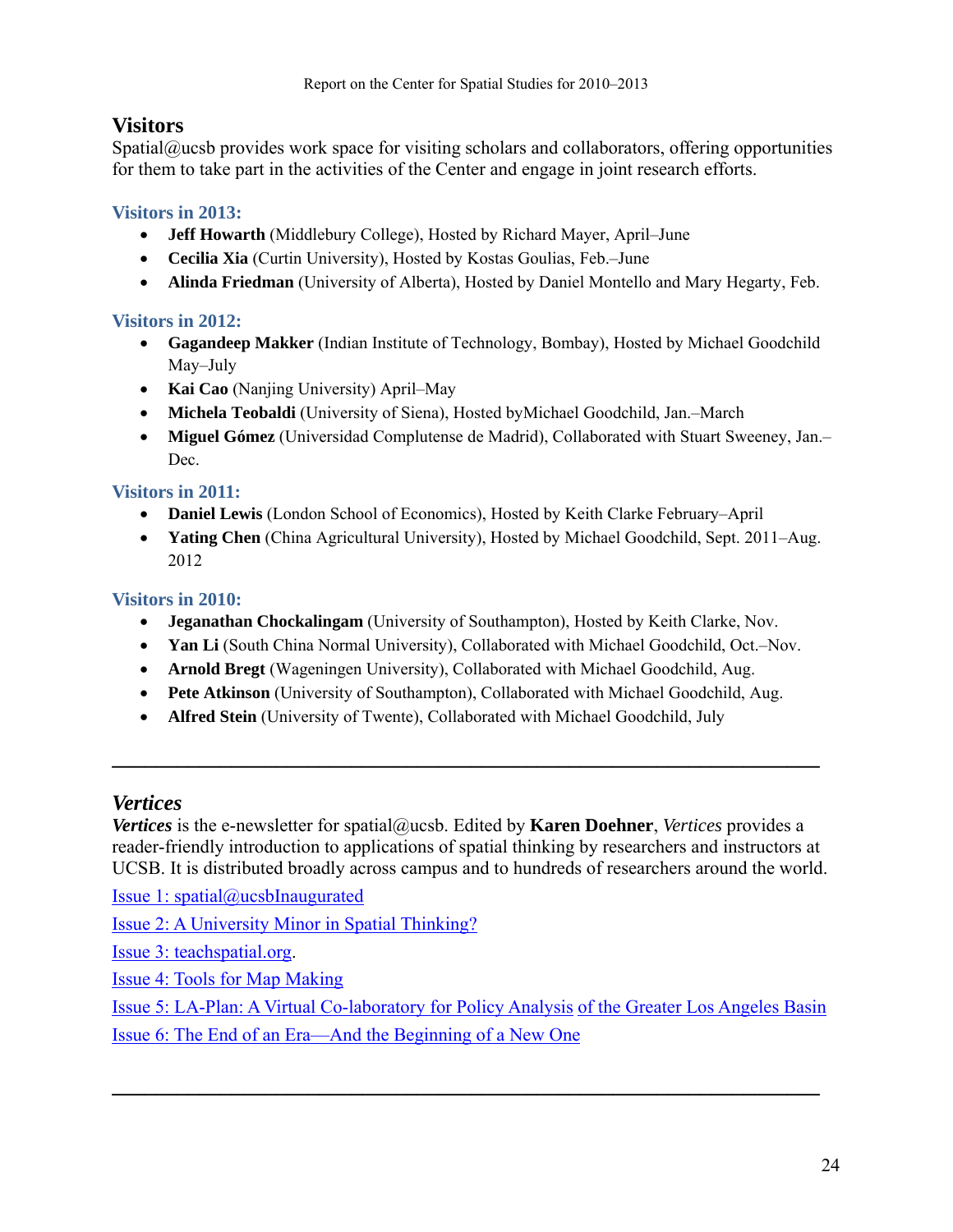## Visors

Spatial@ucsb provides work space for visiting scholars and collaborators, offering opportunities for them to take part in the activities of the Center and engage in joint research efforts.

### Visitors in 2013:

- **Jeff Howarth** (Middlebury College), Hosted by Richard Mayer, April–June
- **Cecilia Xia** (Curtin University), Hosted by Kostas Goulias, Feb.–June
- **Alinda Friedman** (University of Alberta), Hosted by Daniel Montello and Mary Hegarty, Feb.

### Visitors in 2012:

- **Gagandeep Makker** (Indian Institute of Technology, Bombay), Hosted by Michael Goodchild May–July
- **Kai Cao** (Nanjing University) April–May
- **Michela Teobaldi** (University of Siena), Hosted byMichael Goodchild, Jan.–March
- **Miguel Gómez** (Universidad Complutense de Madrid), Collaborated with Stuart Sweeney, Jan.–Dec.

### Visitors in 2011:

- **Daniel Lewis** (London School of Economics), Hosted by Keith Clarke February–April
- **Yating Chen** (China Agricultural University), Hosted by Michael Goodchild, Sept. 2011–Aug. 2012

### Visitors in 2010:

- **Jeganathan Chockalingam** (University of Southampton), Hosted by Keith Clarke, Nov.
- **Yan Li** (South China Normal University), Collaborated with Michael Goodchild, Oct.–Nov.
- **Arnold Bregt** (Wageningen University), Collaborated with Michael Goodchild, Aug.
- **Pete Atkinson** (University of Southampton), Collaborated with Michael Goodchild, Aug.
- **Alfred Stein** (University of Twente), Collaborated with Michael Goodchild, July

---

## *Vertices*

***Vertices*** is the e-newsletter for spatial@ucsb. Edited by **Karen Doehner**, *Vertices* provides a reader-friendly introduction to applications of spatial thinking by researchers and instructors at UCSB. It is distributed broadly across campus and to hundreds of researchers around the world.

Issue 1: spatial@ucsbInaugurated

Issue 2: A University Minor in Spatial Thinking?

Issue 3: teachspatial.org.

Issue 4: Tools for Map Making

Issue 5: LA-Plan: A Virtual Co-laboratory for Policy Analysis of the Greater Los Angeles Basin

Issue 6: The End of an Era—And the Beginning of a New One

---

## Visitors

Spatial@ucsb provides work space for visiting scholars and collaborators, offering opportunities for them to take part in the activities of the Center and engage in joint research efforts.

### Visitors in 2013:

- **Jeff Howarth** (Middlebury College), Hosted by Richard Mayer, April–June
- **Cecilia Xia** (Curtin University), Hosted by Kostas Goulias, Feb.–June
- **Alinda Friedman** (University of Alberta), Hosted by Daniel Montello and Mary Hegarty, Feb.

### Visitors in 2012:

- **Gagandeep Makker** (Indian Institute of Technology, Bombay), Hosted by Michael Goodchild May–July
- **Kai Cao** (Nanjing University) April–May
- **Michela Teobaldi** (University of Siena), Hosted byMichael Goodchild, Jan.–March
- **Miguel Gómez** (Universidad Complutense de Madrid), Collaborated with Stuart Sweeney, Jan.–Dec.

### Visitors in 2011:

- **Daniel Lewis** (London School of Economics), Hosted by Keith Clarke February–April
- **Yating Chen** (China Agricultural University), Hosted by Michael Goodchild, Sept. 2011–Aug. 2012

### Visitors in 2010:

- **Jeganathan Chockalingam** (University of Southampton), Hosted by Keith Clarke, Nov.
- **Yan Li** (South China Normal University), Collaborated with Michael Goodchild, Oct.–Nov.
- **Arnold Bregt** (Wageningen University), Collaborated with Michael Goodchild, Aug.
- **Pete Atkinson** (University of Southampton), Collaborated with Michael Goodchild, Aug.
- **Alfred Stein** (University of Twente), Collaborated with Michael Goodchild, July

---

## *Vertices*

***Vertices*** is the e-newsletter for spatial@ucsb. Edited by **Karen Doehner**, *Vertices* provides a reader-friendly introduction to applications of spatial thinking by researchers and instructors at UCSB. It is distributed broadly across campus and to hundreds of researchers around the world.

Issue 1: spatial@ucsbInaugurated

Issue 2: A University Minor in Spatial Thinking?

Issue 3: teachspatial.org.

Issue 4: Tools for Map Making

Issue 5: LA-Plan: A Virtual Co-laboratory for Policy Analysis of the Greater Los Angeles Basin

Issue 6: The End of an Era—And the Beginning of a New One

---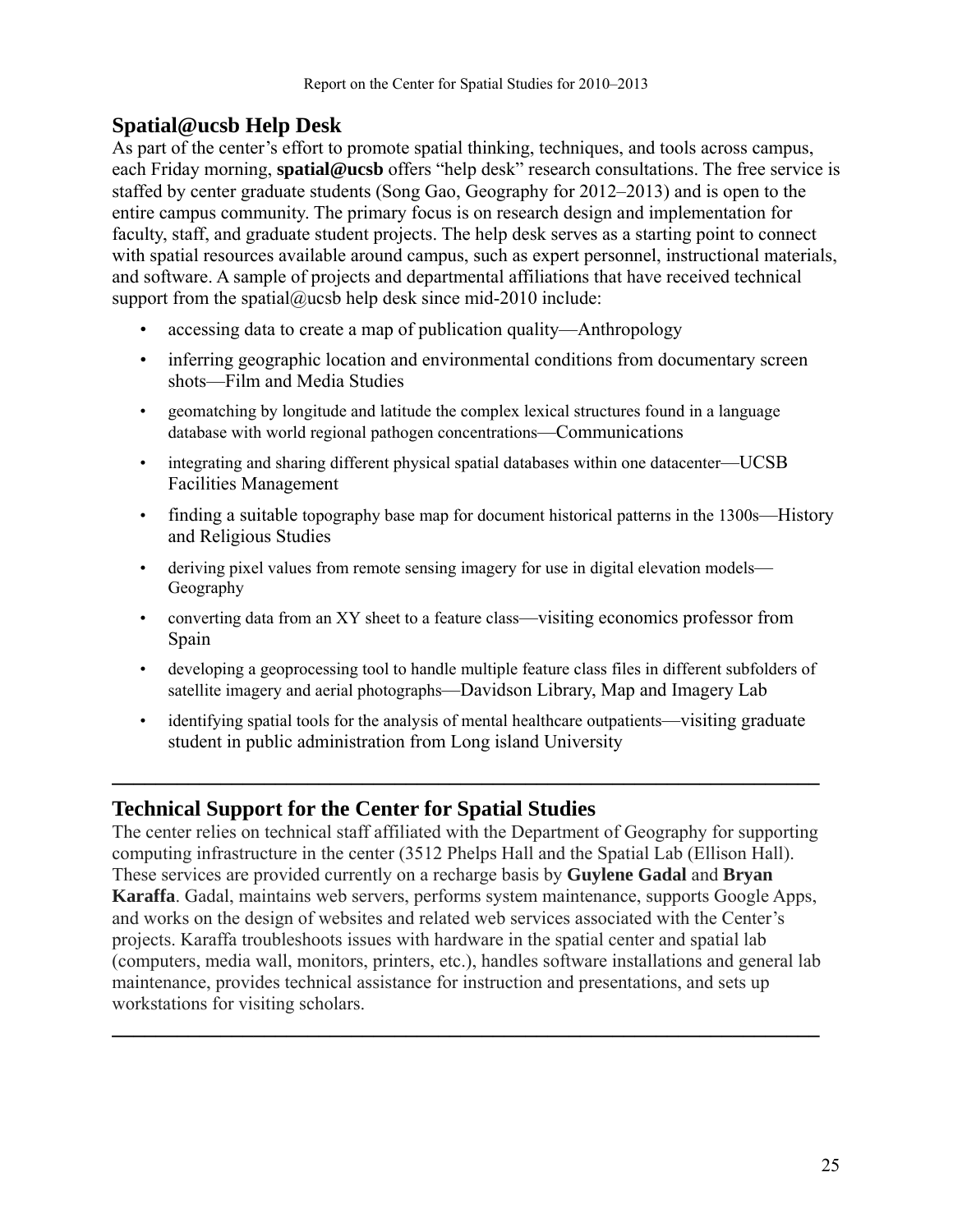## Spatial@ucsb Help Desk

As part of the center's effort to promote spatial thinking, techniques, and tools across campus, each Friday morning, **spatial@ucsb** offers "help desk" research consultations. The free service is staffed by center graduate students (Song Gao, Geography for 2012–2013) and is open to the entire campus community. The primary focus is on research design and implementation for faculty, staff, and graduate student projects. The help desk serves as a starting point to connect with spatial resources available around campus, such as expert personnel, instructional materials, and software. A sample of projects and departmental affiliations that have received technical support from the spatial@ucsb help desk since mid-2010 include:

- accessing data to create a map of publication quality—Anthropology
- inferring geographic location and environmental conditions from documentary screen shots—Film and Media Studies
- geomatching by longitude and latitude the complex lexical structures found in a language database with world regional pathogen concentrations—Communications
- integrating and sharing different physical spatial databases within one datacenter—UCSB Facilities Management
- finding a suitable topography base map for document historical patterns in the 1300s—History and Religious Studies
- deriving pixel values from remote sensing imagery for use in digital elevation models—Geography
- converting data from an XY sheet to a feature class—visiting economics professor from Spain
- developing a geoprocessing tool to handle multiple feature class files in different subfolders of satellite imagery and aerial photographs—Davidson Library, Map and Imagery Lab
- identifying spatial tools for the analysis of mental healthcare outpatients—visiting graduate student in public administration from Long island University

---

## Technical Support for the Center for Spatial Studies

The center relies on technical staff affiliated with the Department of Geography for supporting computing infrastructure in the center (3512 Phelps Hall and the Spatial Lab (Ellison Hall). These services are provided currently on a recharge basis by **Guylene Gadal** and **Bryan Karaffa**. Gadal, maintains web servers, performs system maintenance, supports Google Apps, and works on the design of websites and related web services associated with the Center's projects. Karaffa troubleshoots issues with hardware in the spatial center and spatial lab (computers, media wall, monitors, printers, etc.), handles software installations and general lab maintenance, provides technical assistance for instruction and presentations, and sets up workstations for visiting scholars.

---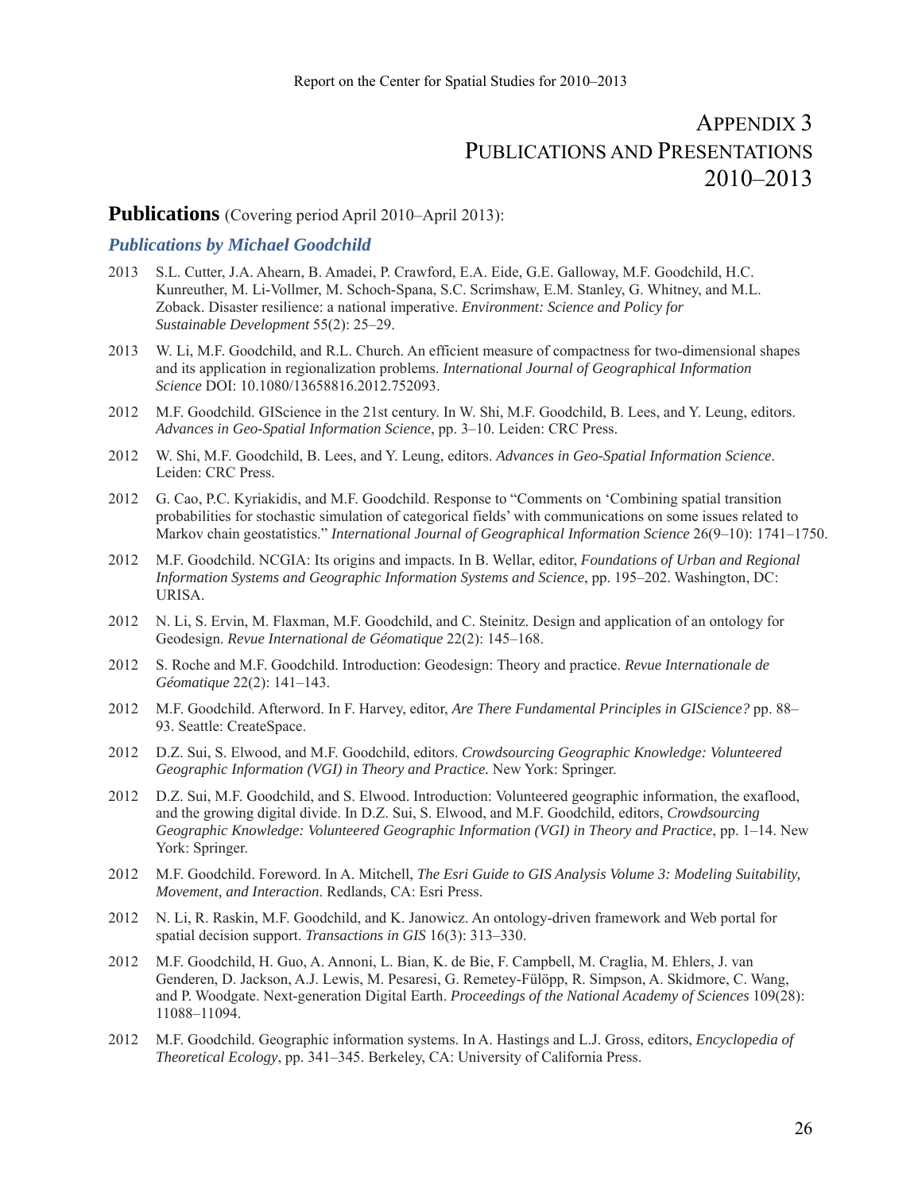# Appendix 3
# Publications and Presentations
# 2010–2013

## Publications (Covering period April 2010–April 2013):

### *Publications by Michael Goodchild*

2013 S.L. Cutter, J.A. Ahearn, B. Amadei, P. Crawford, E.A. Eide, G.E. Galloway, M.F. Goodchild, H.C. Kunreuther, M. Li-Vollmer, M. Schoch-Spana, S.C. Scrimshaw, E.M. Stanley, G. Whitney, and M.L. Zoback. Disaster resilience: a national imperative. *Environment: Science and Policy for Sustainable Development* 55(2): 25–29.

2013 W. Li, M.F. Goodchild, and R.L. Church. An efficient measure of compactness for two-dimensional shapes and its application in regionalization problems. *International Journal of Geographical Information Science* DOI: 10.1080/13658816.2012.752093.

2012 M.F. Goodchild. GIScience in the 21st century. In W. Shi, M.F. Goodchild, B. Lees, and Y. Leung, editors. *Advances in Geo-Spatial Information Science*, pp. 3–10. Leiden: CRC Press.

2012 W. Shi, M.F. Goodchild, B. Lees, and Y. Leung, editors. *Advances in Geo-Spatial Information Science*. Leiden: CRC Press.

2012 G. Cao, P.C. Kyriakidis, and M.F. Goodchild. Response to "Comments on 'Combining spatial transition probabilities for stochastic simulation of categorical fields' with communications on some issues related to Markov chain geostatistics." *International Journal of Geographical Information Science* 26(9–10): 1741–1750.

2012 M.F. Goodchild. NCGIA: Its origins and impacts. In B. Wellar, editor, *Foundations of Urban and Regional Information Systems and Geographic Information Systems and Science*, pp. 195–202. Washington, DC: URISA.

2012 N. Li, S. Ervin, M. Flaxman, M.F. Goodchild, and C. Steinitz. Design and application of an ontology for Geodesign. *Revue International de Géomatique* 22(2): 145–168.

2012 S. Roche and M.F. Goodchild. Introduction: Geodesign: Theory and practice. *Revue Internationale de Géomatique* 22(2): 141–143.

2012 M.F. Goodchild. Afterword. In F. Harvey, editor, *Are There Fundamental Principles in GIScience?* pp. 88–93. Seattle: CreateSpace.

2012 D.Z. Sui, S. Elwood, and M.F. Goodchild, editors. *Crowdsourcing Geographic Knowledge: Volunteered Geographic Information (VGI) in Theory and Practice*. New York: Springer.

2012 D.Z. Sui, M.F. Goodchild, and S. Elwood. Introduction: Volunteered geographic information, the exaflood, and the growing digital divide. In D.Z. Sui, S. Elwood, and M.F. Goodchild, editors, *Crowdsourcing Geographic Knowledge: Volunteered Geographic Information (VGI) in Theory and Practice*, pp. 1–14. New York: Springer.

2012 M.F. Goodchild. Foreword. In A. Mitchell, *The Esri Guide to GIS Analysis Volume 3: Modeling Suitability, Movement, and Interaction*. Redlands, CA: Esri Press.

2012 N. Li, R. Raskin, M.F. Goodchild, and K. Janowicz. An ontology-driven framework and Web portal for spatial decision support. *Transactions in GIS* 16(3): 313–330.

2012 M.F. Goodchild, H. Guo, A. Annoni, L. Bian, K. de Bie, F. Campbell, M. Craglia, M. Ehlers, J. van Genderen, D. Jackson, A.J. Lewis, M. Pesaresi, G. Remetey-Fülöpp, R. Simpson, A. Skidmore, C. Wang, and P. Woodgate. Next-generation Digital Earth. *Proceedings of the National Academy of Sciences* 109(28): 11088–11094.

2012 M.F. Goodchild. Geographic information systems. In A. Hastings and L.J. Gross, editors, *Encyclopedia of Theoretical Ecology*, pp. 341–345. Berkeley, CA: University of California Press.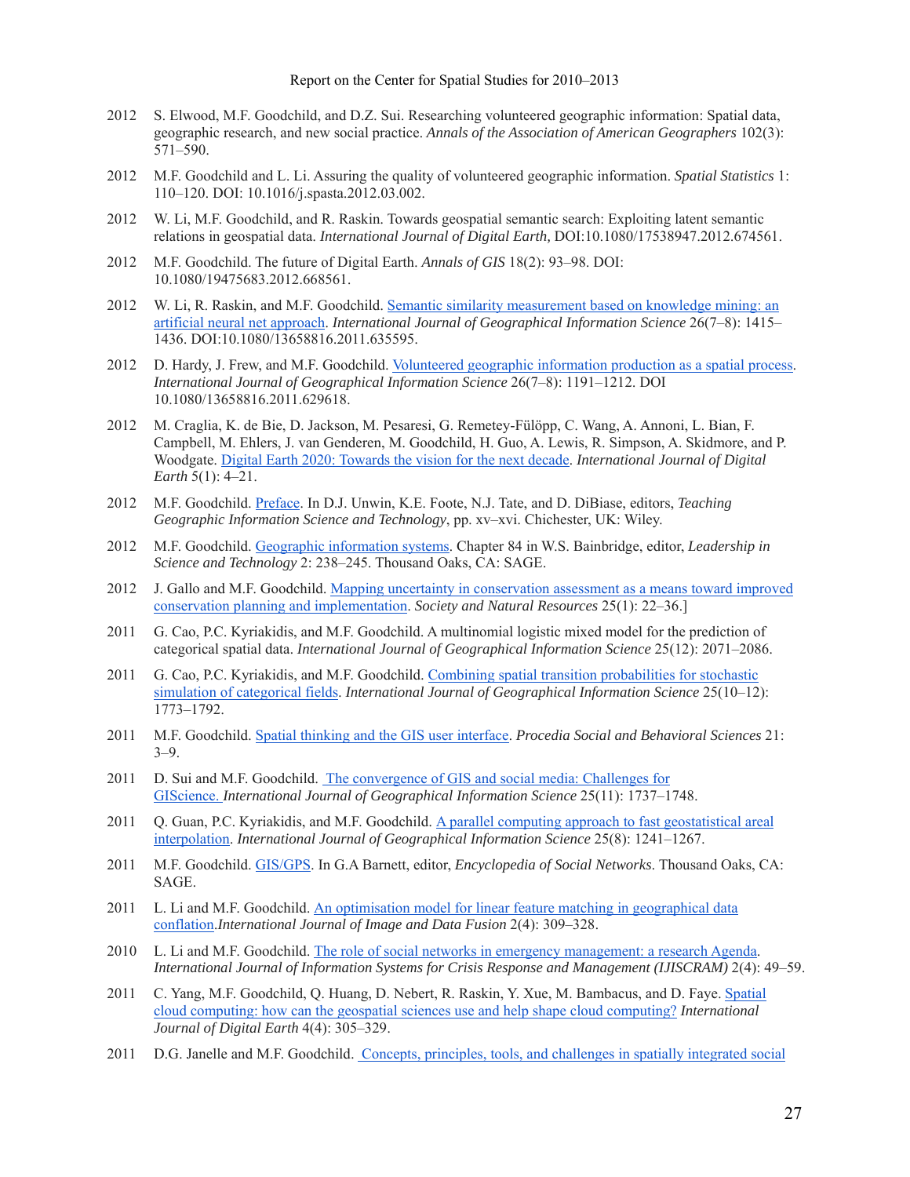2012 S. Elwood, M.F. Goodchild, and D.Z. Sui. Researching volunteered geographic information: Spatial data, geographic research, and new social practice. *Annals of the Association of American Geographers* 102(3): 571–590.

2012 M.F. Goodchild and L. Li. Assuring the quality of volunteered geographic information. *Spatial Statistics* 1: 110–120. DOI: 10.1016/j.spasta.2012.03.002.

2012 W. Li, M.F. Goodchild, and R. Raskin. Towards geospatial semantic search: Exploiting latent semantic relations in geospatial data. *International Journal of Digital Earth,* DOI:10.1080/17538947.2012.674561.

2012 M.F. Goodchild. The future of Digital Earth. *Annals of GIS* 18(2): 93–98. DOI: 10.1080/19475683.2012.668561.

2012 W. Li, R. Raskin, and M.F. Goodchild. Semantic similarity measurement based on knowledge mining: an artificial neural net approach. *International Journal of Geographical Information Science* 26(7–8): 1415–1436. DOI:10.1080/13658816.2011.635595.

2012 D. Hardy, J. Frew, and M.F. Goodchild. Volunteered geographic information production as a spatial process. *International Journal of Geographical Information Science* 26(7–8): 1191–1212. DOI 10.1080/13658816.2011.629618.

2012 M. Craglia, K. de Bie, D. Jackson, M. Pesaresi, G. Remetey-Fülöpp, C. Wang, A. Annoni, L. Bian, F. Campbell, M. Ehlers, J. van Genderen, M. Goodchild, H. Guo, A. Lewis, R. Simpson, A. Skidmore, and P. Woodgate. Digital Earth 2020: Towards the vision for the next decade. *International Journal of Digital Earth* 5(1): 4–21.

2012 M.F. Goodchild. Preface. In D.J. Unwin, K.E. Foote, N.J. Tate, and D. DiBiase, editors, *Teaching Geographic Information Science and Technology*, pp. xv–xvi. Chichester, UK: Wiley.

2012 M.F. Goodchild. Geographic information systems. Chapter 84 in W.S. Bainbridge, editor, *Leadership in Science and Technology* 2: 238–245. Thousand Oaks, CA: SAGE.

2012 J. Gallo and M.F. Goodchild. Mapping uncertainty in conservation assessment as a means toward improved conservation planning and implementation. *Society and Natural Resources* 25(1): 22–36.]

2011 G. Cao, P.C. Kyriakidis, and M.F. Goodchild. A multinomial logistic mixed model for the prediction of categorical spatial data. *International Journal of Geographical Information Science* 25(12): 2071–2086.

2011 G. Cao, P.C. Kyriakidis, and M.F. Goodchild. Combining spatial transition probabilities for stochastic simulation of categorical fields. *International Journal of Geographical Information Science* 25(10–12): 1773–1792.

2011 M.F. Goodchild. Spatial thinking and the GIS user interface. *Procedia Social and Behavioral Sciences* 21: 3–9.

2011 D. Sui and M.F. Goodchild. The convergence of GIS and social media: Challenges for GIScience. *International Journal of Geographical Information Science* 25(11): 1737–1748.

2011 Q. Guan, P.C. Kyriakidis, and M.F. Goodchild. A parallel computing approach to fast geostatistical areal interpolation. *International Journal of Geographical Information Science* 25(8): 1241–1267.

2011 M.F. Goodchild. GIS/GPS. In G.A Barnett, editor, *Encyclopedia of Social Networks*. Thousand Oaks, CA: SAGE.

2011 L. Li and M.F. Goodchild. An optimisation model for linear feature matching in geographical data conflation.*International Journal of Image and Data Fusion* 2(4): 309–328.

2010 L. Li and M.F. Goodchild. The role of social networks in emergency management: a research Agenda. *International Journal of Information Systems for Crisis Response and Management (IJISCRAM)* 2(4): 49–59.

2011 C. Yang, M.F. Goodchild, Q. Huang, D. Nebert, R. Raskin, Y. Xue, M. Bambacus, and D. Faye. Spatial cloud computing: how can the geospatial sciences use and help shape cloud computing? *International Journal of Digital Earth* 4(4): 305–329.

2011 D.G. Janelle and M.F. Goodchild. Concepts, principles, tools, and challenges in spatially integrated social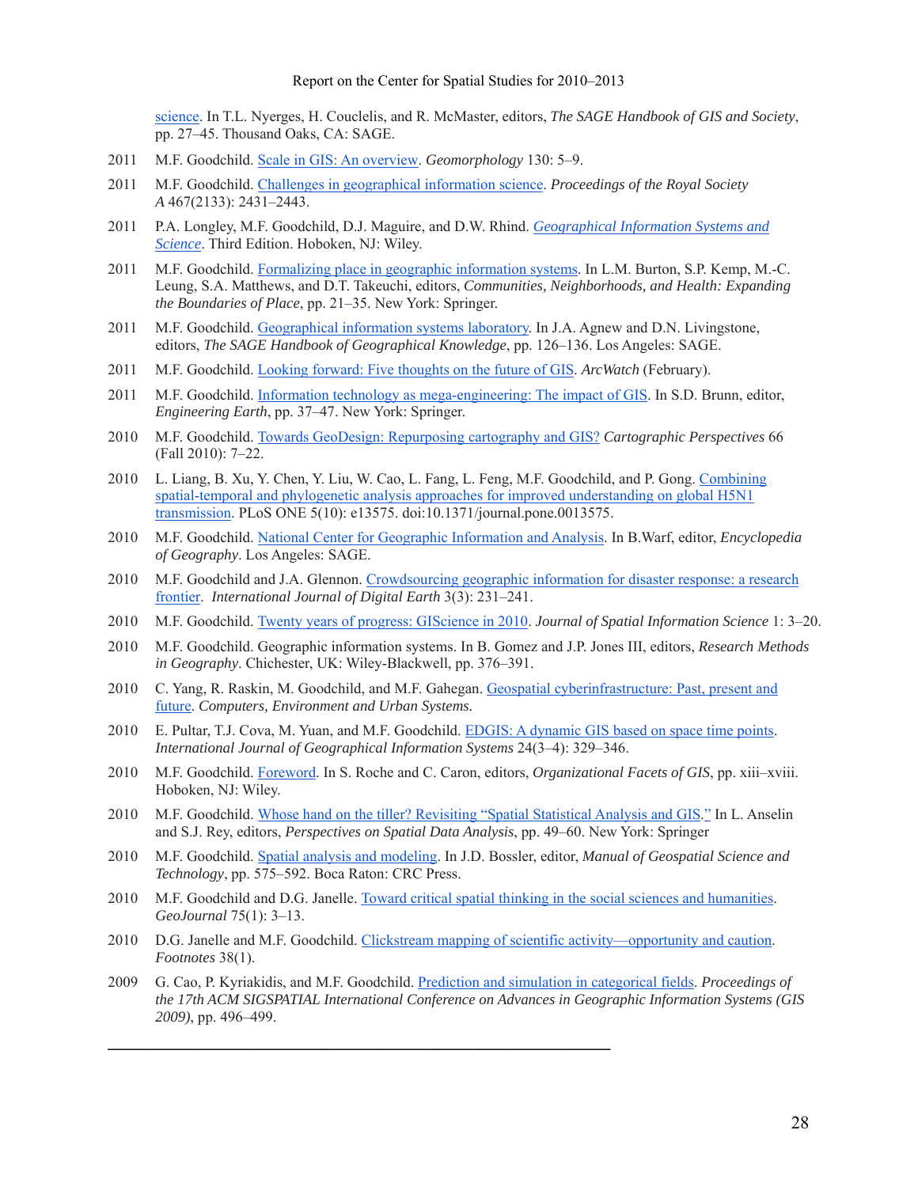science. In T.L. Nyerges, H. Couclelis, and R. McMaster, editors, *The SAGE Handbook of GIS and Society*, pp. 27–45. Thousand Oaks, CA: SAGE.

2011 M.F. Goodchild. Scale in GIS: An overview. *Geomorphology* 130: 5–9.

2011 M.F. Goodchild. Challenges in geographical information science. *Proceedings of the Royal Society A* 467(2133): 2431–2443.

2011 P.A. Longley, M.F. Goodchild, D.J. Maguire, and D.W. Rhind. *Geographical Information Systems and Science*. Third Edition. Hoboken, NJ: Wiley.

2011 M.F. Goodchild. Formalizing place in geographic information systems. In L.M. Burton, S.P. Kemp, M.-C. Leung, S.A. Matthews, and D.T. Takeuchi, editors, *Communities, Neighborhoods, and Health: Expanding the Boundaries of Place*, pp. 21–35. New York: Springer.

2011 M.F. Goodchild. Geographical information systems laboratory. In J.A. Agnew and D.N. Livingstone, editors, *The SAGE Handbook of Geographical Knowledge*, pp. 126–136. Los Angeles: SAGE.

2011 M.F. Goodchild. Looking forward: Five thoughts on the future of GIS. *ArcWatch* (February).

2011 M.F. Goodchild. Information technology as mega-engineering: The impact of GIS. In S.D. Brunn, editor, *Engineering Earth*, pp. 37–47. New York: Springer.

2010 M.F. Goodchild. Towards GeoDesign: Repurposing cartography and GIS? *Cartographic Perspectives* 66 (Fall 2010): 7–22.

2010 L. Liang, B. Xu, Y. Chen, Y. Liu, W. Cao, L. Fang, L. Feng, M.F. Goodchild, and P. Gong. Combining spatial-temporal and phylogenetic analysis approaches for improved understanding on global H5N1 transmission. PLoS ONE 5(10): e13575. doi:10.1371/journal.pone.0013575.

2010 M.F. Goodchild. National Center for Geographic Information and Analysis. In B.Warf, editor, *Encyclopedia of Geography*. Los Angeles: SAGE.

2010 M.F. Goodchild and J.A. Glennon. Crowdsourcing geographic information for disaster response: a research frontier. *International Journal of Digital Earth* 3(3): 231–241.

2010 M.F. Goodchild. Twenty years of progress: GIScience in 2010. *Journal of Spatial Information Science* 1: 3–20.

2010 M.F. Goodchild. Geographic information systems. In B. Gomez and J.P. Jones III, editors, *Research Methods in Geography*. Chichester, UK: Wiley-Blackwell, pp. 376–391.

2010 C. Yang, R. Raskin, M. Goodchild, and M.F. Gahegan. Geospatial cyberinfrastructure: Past, present and future. *Computers, Environment and Urban Systems.*

2010 E. Pultar, T.J. Cova, M. Yuan, and M.F. Goodchild. EDGIS: A dynamic GIS based on space time points. *International Journal of Geographical Information Systems* 24(3–4): 329–346.

2010 M.F. Goodchild. Foreword. In S. Roche and C. Caron, editors, *Organizational Facets of GIS*, pp. xiii–xviii. Hoboken, NJ: Wiley.

2010 M.F. Goodchild. Whose hand on the tiller? Revisiting "Spatial Statistical Analysis and GIS." In L. Anselin and S.J. Rey, editors, *Perspectives on Spatial Data Analysis*, pp. 49–60. New York: Springer

2010 M.F. Goodchild. Spatial analysis and modeling. In J.D. Bossler, editor, *Manual of Geospatial Science and Technology*, pp. 575–592. Boca Raton: CRC Press.

2010 M.F. Goodchild and D.G. Janelle. Toward critical spatial thinking in the social sciences and humanities. *GeoJournal* 75(1): 3–13.

2010 D.G. Janelle and M.F. Goodchild. Clickstream mapping of scientific activity—opportunity and caution. *Footnotes* 38(1).

2009 G. Cao, P. Kyriakidis, and M.F. Goodchild. Prediction and simulation in categorical fields. *Proceedings of the 17th ACM SIGSPATIAL International Conference on Advances in Geographic Information Systems (GIS 2009)*, pp. 496–499.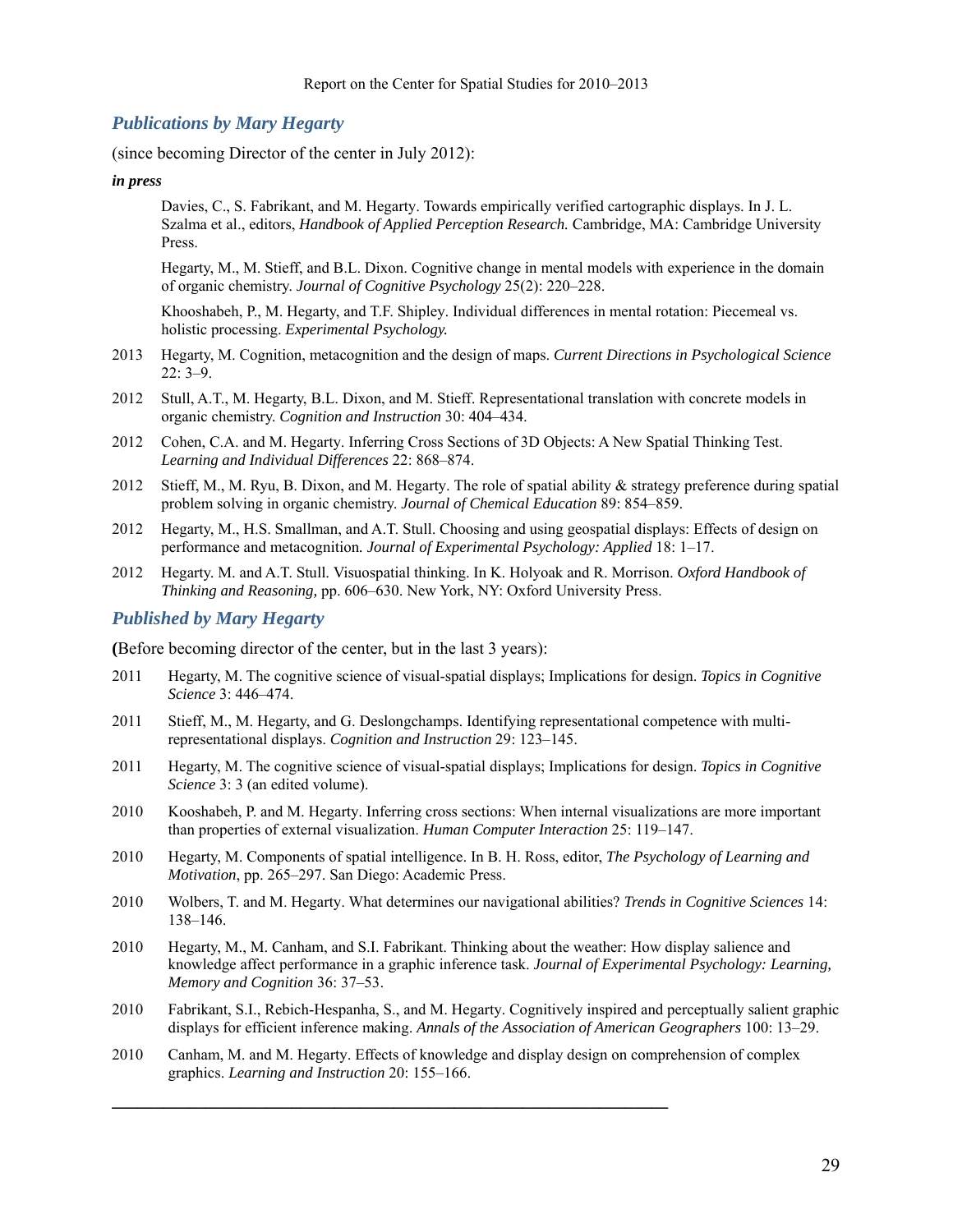## *Publications by Mary Hegarty*

(since becoming Director of the center in July 2012):

***in press***

Davies, C., S. Fabrikant, and M. Hegarty. Towards empirically verified cartographic displays. In J. L. Szalma et al., editors, *Handbook of Applied Perception Research.* Cambridge, MA: Cambridge University Press.

Hegarty, M., M. Stieff, and B.L. Dixon. Cognitive change in mental models with experience in the domain of organic chemistry. *Journal of Cognitive Psychology* 25(2): 220–228.

Khooshabeh, P., M. Hegarty, and T.F. Shipley. Individual differences in mental rotation: Piecemeal vs. holistic processing. *Experimental Psychology.*

2013 Hegarty, M. Cognition, metacognition and the design of maps. *Current Directions in Psychological Science* 22: 3–9.

2012 Stull, A.T., M. Hegarty, B.L. Dixon, and M. Stieff. Representational translation with concrete models in organic chemistry. *Cognition and Instruction* 30: 404–434.

2012 Cohen, C.A. and M. Hegarty. Inferring Cross Sections of 3D Objects: A New Spatial Thinking Test. *Learning and Individual Differences* 22: 868–874.

2012 Stieff, M., M. Ryu, B. Dixon, and M. Hegarty. The role of spatial ability & strategy preference during spatial problem solving in organic chemistry. *Journal of Chemical Education* 89: 854–859.

2012 Hegarty, M., H.S. Smallman, and A.T. Stull. Choosing and using geospatial displays: Effects of design on performance and metacognition. *Journal of Experimental Psychology: Applied* 18: 1–17.

2012 Hegarty. M. and A.T. Stull. Visuospatial thinking. In K. Holyoak and R. Morrison. *Oxford Handbook of Thinking and Reasoning,* pp. 606–630. New York, NY: Oxford University Press.

## *Published by Mary Hegarty*

**(**Before becoming director of the center, but in the last 3 years):

2011 Hegarty, M. The cognitive science of visual-spatial displays; Implications for design. *Topics in Cognitive Science* 3: 446–474.

2011 Stieff, M., M. Hegarty, and G. Deslongchamps. Identifying representational competence with multi-representational displays. *Cognition and Instruction* 29: 123–145.

2011 Hegarty, M. The cognitive science of visual-spatial displays; Implications for design. *Topics in Cognitive Science* 3: 3 (an edited volume).

2010 Kooshabeh, P. and M. Hegarty. Inferring cross sections: When internal visualizations are more important than properties of external visualization. *Human Computer Interaction* 25: 119–147.

2010 Hegarty, M. Components of spatial intelligence. In B. H. Ross, editor, *The Psychology of Learning and Motivation*, pp. 265–297. San Diego: Academic Press.

2010 Wolbers, T. and M. Hegarty. What determines our navigational abilities? *Trends in Cognitive Sciences* 14: 138–146.

2010 Hegarty, M., M. Canham, and S.I. Fabrikant. Thinking about the weather: How display salience and knowledge affect performance in a graphic inference task. *Journal of Experimental Psychology: Learning, Memory and Cognition* 36: 37–53.

2010 Fabrikant, S.I., Rebich-Hespanha, S., and M. Hegarty. Cognitively inspired and perceptually salient graphic displays for efficient inference making. *Annals of the Association of American Geographers* 100: 13–29.

2010 Canham, M. and M. Hegarty. Effects of knowledge and display design on comprehension of complex graphics. *Learning and Instruction* 20: 155–166.

---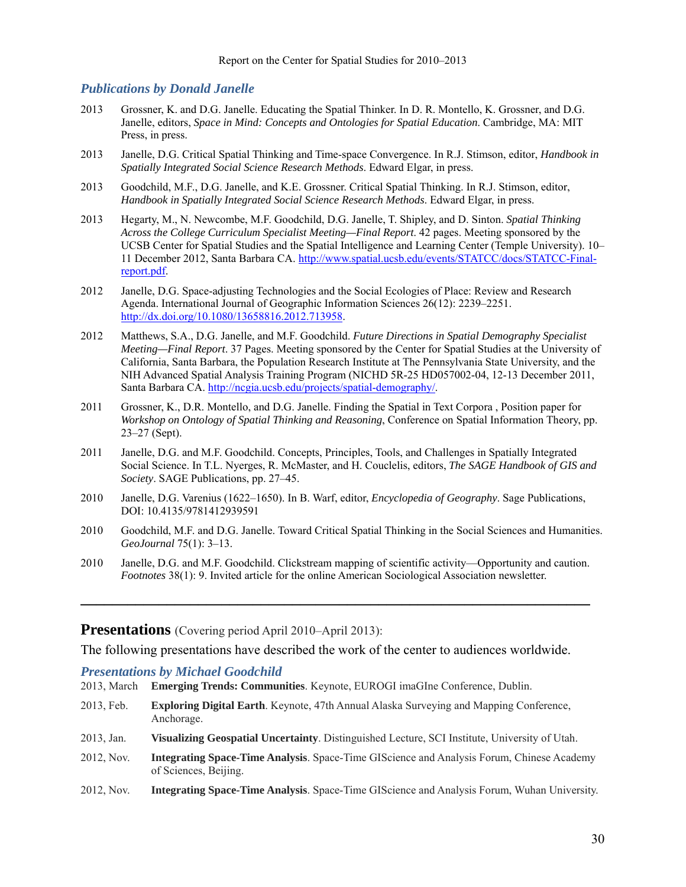### *Publications by Donald Janelle*

2013 Grossner, K. and D.G. Janelle. Educating the Spatial Thinker. In D. R. Montello, K. Grossner, and D.G. Janelle, editors, *Space in Mind: Concepts and Ontologies for Spatial Education*. Cambridge, MA: MIT Press, in press.

2013 Janelle, D.G. Critical Spatial Thinking and Time-space Convergence. In R.J. Stimson, editor, *Handbook in Spatially Integrated Social Science Research Methods*. Edward Elgar, in press.

2013 Goodchild, M.F., D.G. Janelle, and K.E. Grossner. Critical Spatial Thinking. In R.J. Stimson, editor, *Handbook in Spatially Integrated Social Science Research Methods*. Edward Elgar, in press.

2013 Hegarty, M., N. Newcombe, M.F. Goodchild, D.G. Janelle, T. Shipley, and D. Sinton. *Spatial Thinking Across the College Curriculum Specialist Meeting—Final Report*. 42 pages. Meeting sponsored by the UCSB Center for Spatial Studies and the Spatial Intelligence and Learning Center (Temple University). 10–11 December 2012, Santa Barbara CA. http://www.spatial.ucsb.edu/events/STATCC/docs/STATCC-Final-report.pdf.

2012 Janelle, D.G. Space-adjusting Technologies and the Social Ecologies of Place: Review and Research Agenda. International Journal of Geographic Information Sciences 26(12): 2239–2251. http://dx.doi.org/10.1080/13658816.2012.713958.

2012 Matthews, S.A., D.G. Janelle, and M.F. Goodchild. *Future Directions in Spatial Demography Specialist Meeting—Final Report*. 37 Pages. Meeting sponsored by the Center for Spatial Studies at the University of California, Santa Barbara, the Population Research Institute at The Pennsylvania State University, and the NIH Advanced Spatial Analysis Training Program (NICHD 5R-25 HD057002-04, 12-13 December 2011, Santa Barbara CA. http://ncgia.ucsb.edu/projects/spatial-demography/.

2011 Grossner, K., D.R. Montello, and D.G. Janelle. Finding the Spatial in Text Corpora , Position paper for *Workshop on Ontology of Spatial Thinking and Reasoning*, Conference on Spatial Information Theory, pp. 23–27 (Sept).

2011 Janelle, D.G. and M.F. Goodchild. Concepts, Principles, Tools, and Challenges in Spatially Integrated Social Science. In T.L. Nyerges, R. McMaster, and H. Couclelis, editors, *The SAGE Handbook of GIS and Society*. SAGE Publications, pp. 27–45.

2010 Janelle, D.G. Varenius (1622–1650). In B. Warf, editor, *Encyclopedia of Geography*. Sage Publications, DOI: 10.4135/9781412939591

2010 Goodchild, M.F. and D.G. Janelle. Toward Critical Spatial Thinking in the Social Sciences and Humanities. *GeoJournal* 75(1): 3–13.

2010 Janelle, D.G. and M.F. Goodchild. Clickstream mapping of scientific activity—Opportunity and caution. *Footnotes* 38(1): 9. Invited article for the online American Sociological Association newsletter.

---

## Presentations (Covering period April 2010–April 2013):

The following presentations have described the work of the center to audiences worldwide.

### *Presentations by Michael Goodchild*

2013, March **Emerging Trends: Communities**. Keynote, EUROGI imaGIne Conference, Dublin.

2013, Feb. **Exploring Digital Earth**. Keynote, 47th Annual Alaska Surveying and Mapping Conference, Anchorage.

2013, Jan. **Visualizing Geospatial Uncertainty**. Distinguished Lecture, SCI Institute, University of Utah.

2012, Nov. **Integrating Space-Time Analysis**. Space-Time GIScience and Analysis Forum, Chinese Academy of Sciences, Beijing.

2012, Nov. **Integrating Space-Time Analysis**. Space-Time GIScience and Analysis Forum, Wuhan University.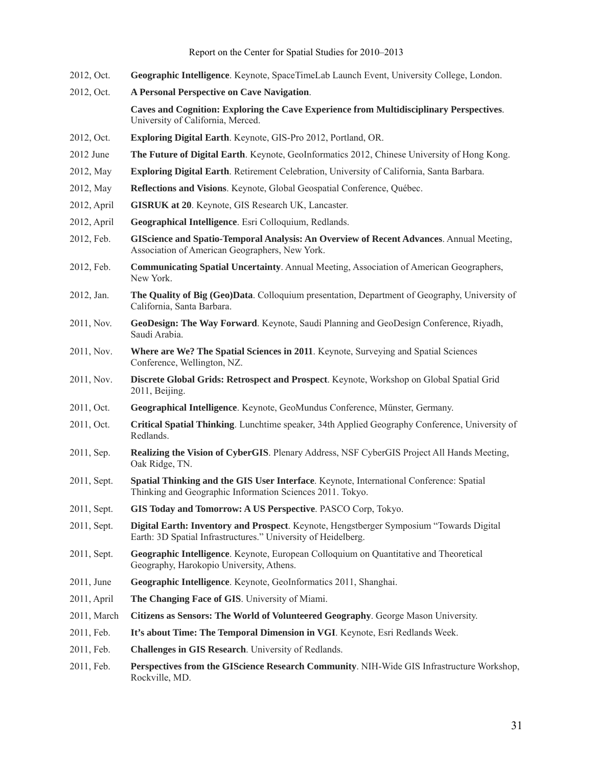2012, Oct. **Geographic Intelligence**. Keynote, SpaceTimeLab Launch Event, University College, London.

2012, Oct. **A Personal Perspective on Cave Navigation**.
**Caves and Cognition: Exploring the Cave Experience from Multidisciplinary Perspectives**. University of California, Merced.

2012, Oct. **Exploring Digital Earth**. Keynote, GIS-Pro 2012, Portland, OR.

2012 June **The Future of Digital Earth**. Keynote, GeoInformatics 2012, Chinese University of Hong Kong.

2012, May **Exploring Digital Earth**. Retirement Celebration, University of California, Santa Barbara.

2012, May **Reflections and Visions**. Keynote, Global Geospatial Conference, Québec.

2012, April **GISRUK at 20**. Keynote, GIS Research UK, Lancaster.

2012, April **Geographical Intelligence**. Esri Colloquium, Redlands.

2012, Feb. **GIScience and Spatio-Temporal Analysis: An Overview of Recent Advances**. Annual Meeting, Association of American Geographers, New York.

2012, Feb. **Communicating Spatial Uncertainty**. Annual Meeting, Association of American Geographers, New York.

2012, Jan. **The Quality of Big (Geo)Data**. Colloquium presentation, Department of Geography, University of California, Santa Barbara.

2011, Nov. **GeoDesign: The Way Forward**. Keynote, Saudi Planning and GeoDesign Conference, Riyadh, Saudi Arabia.

2011, Nov. **Where are We? The Spatial Sciences in 2011**. Keynote, Surveying and Spatial Sciences Conference, Wellington, NZ.

2011, Nov. **Discrete Global Grids: Retrospect and Prospect**. Keynote, Workshop on Global Spatial Grid 2011, Beijing.

2011, Oct. **Geographical Intelligence**. Keynote, GeoMundus Conference, Münster, Germany.

2011, Oct. **Critical Spatial Thinking**. Lunchtime speaker, 34th Applied Geography Conference, University of Redlands.

2011, Sep. **Realizing the Vision of CyberGIS**. Plenary Address, NSF CyberGIS Project All Hands Meeting, Oak Ridge, TN.

2011, Sept. **Spatial Thinking and the GIS User Interface**. Keynote, International Conference: Spatial Thinking and Geographic Information Sciences 2011. Tokyo.

2011, Sept. **GIS Today and Tomorrow: A US Perspective**. PASCO Corp, Tokyo.

2011, Sept. **Digital Earth: Inventory and Prospect**. Keynote, Hengstberger Symposium "Towards Digital Earth: 3D Spatial Infrastructures." University of Heidelberg.

2011, Sept. **Geographic Intelligence**. Keynote, European Colloquium on Quantitative and Theoretical Geography, Harokopio University, Athens.

2011, June **Geographic Intelligence**. Keynote, GeoInformatics 2011, Shanghai.

2011, April **The Changing Face of GIS**. University of Miami.

2011, March **Citizens as Sensors: The World of Volunteered Geography**. George Mason University.

2011, Feb. **It's about Time: The Temporal Dimension in VGI**. Keynote, Esri Redlands Week.

2011, Feb. **Challenges in GIS Research**. University of Redlands.

2011, Feb. **Perspectives from the GIScience Research Community**. NIH-Wide GIS Infrastructure Workshop, Rockville, MD.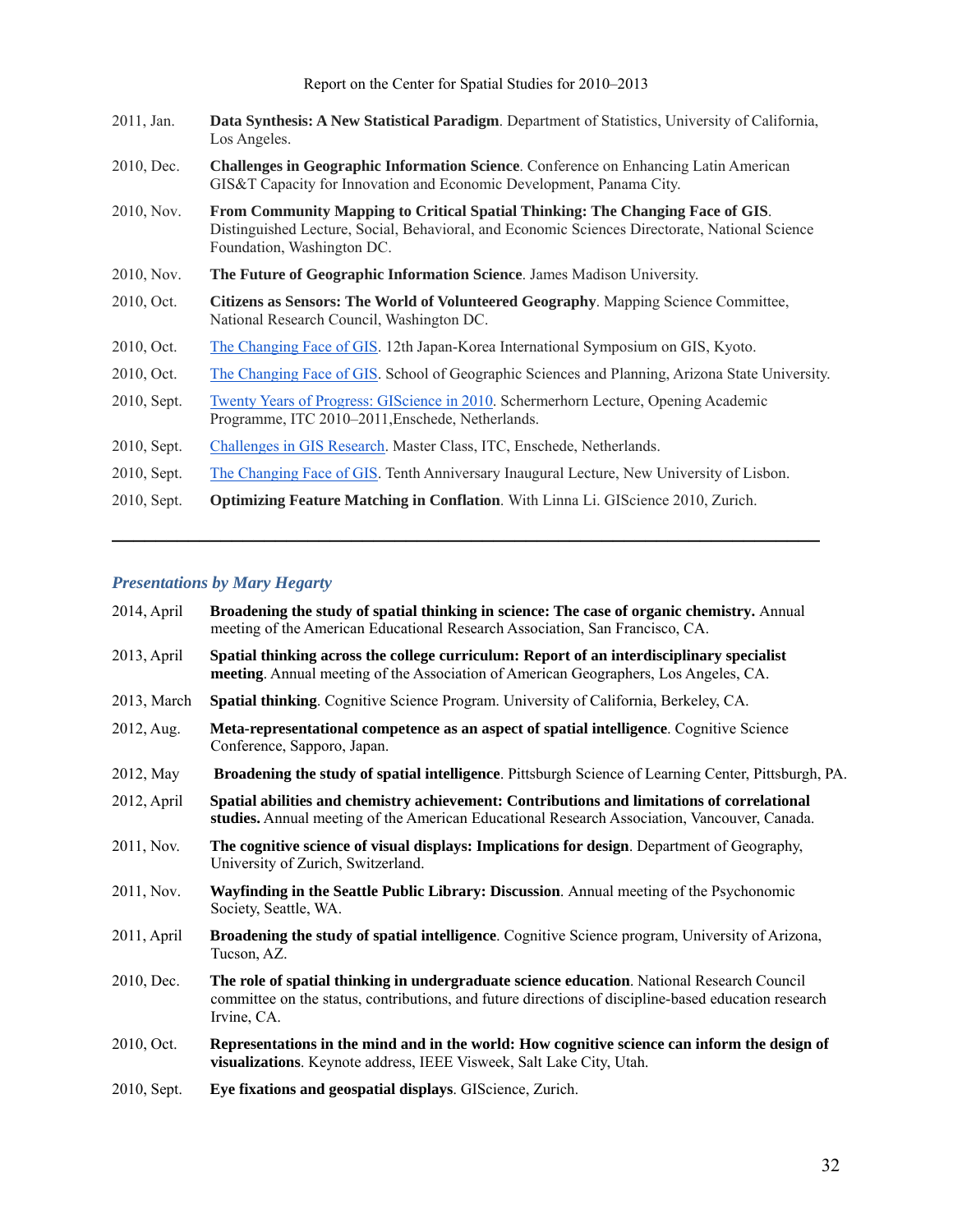| | |
|---|---|
| 2011, Jan. | **Data Synthesis: A New Statistical Paradigm**. Department of Statistics, University of California, Los Angeles. |
| 2010, Dec. | **Challenges in Geographic Information Science**. Conference on Enhancing Latin American GIS&T Capacity for Innovation and Economic Development, Panama City. |
| 2010, Nov. | **From Community Mapping to Critical Spatial Thinking: The Changing Face of GIS**. Distinguished Lecture, Social, Behavioral, and Economic Sciences Directorate, National Science Foundation, Washington DC. |
| 2010, Nov. | **The Future of Geographic Information Science**. James Madison University. |
| 2010, Oct. | **Citizens as Sensors: The World of Volunteered Geography**. Mapping Science Committee, National Research Council, Washington DC. |
| 2010, Oct. | The Changing Face of GIS. 12th Japan-Korea International Symposium on GIS, Kyoto. |
| 2010, Oct. | The Changing Face of GIS. School of Geographic Sciences and Planning, Arizona State University. |
| 2010, Sept. | Twenty Years of Progress: GIScience in 2010. Schermerhorn Lecture, Opening Academic Programme, ITC 2010–2011,Enschede, Netherlands. |
| 2010, Sept. | Challenges in GIS Research. Master Class, ITC, Enschede, Netherlands. |
| 2010, Sept. | The Changing Face of GIS. Tenth Anniversary Inaugural Lecture, New University of Lisbon. |
| 2010, Sept. | **Optimizing Feature Matching in Conflation**. With Linna Li. GIScience 2010, Zurich. |

---

### *Presentations by Mary Hegarty*

| | |
|---|---|
| 2014, April | **Broadening the study of spatial thinking in science: The case of organic chemistry.** Annual meeting of the American Educational Research Association, San Francisco, CA. |
| 2013, April | **Spatial thinking across the college curriculum: Report of an interdisciplinary specialist meeting**. Annual meeting of the Association of American Geographers, Los Angeles, CA. |
| 2013, March | **Spatial thinking**. Cognitive Science Program. University of California, Berkeley, CA. |
| 2012, Aug. | **Meta-representational competence as an aspect of spatial intelligence**. Cognitive Science Conference, Sapporo, Japan. |
| 2012, May | **Broadening the study of spatial intelligence**. Pittsburgh Science of Learning Center, Pittsburgh, PA. |
| 2012, April | **Spatial abilities and chemistry achievement: Contributions and limitations of correlational studies.** Annual meeting of the American Educational Research Association, Vancouver, Canada. |
| 2011, Nov. | **The cognitive science of visual displays: Implications for design**. Department of Geography, University of Zurich, Switzerland. |
| 2011, Nov. | **Wayfinding in the Seattle Public Library: Discussion**. Annual meeting of the Psychonomic Society, Seattle, WA. |
| 2011, April | **Broadening the study of spatial intelligence**. Cognitive Science program, University of Arizona, Tucson, AZ. |
| 2010, Dec. | **The role of spatial thinking in undergraduate science education**. National Research Council committee on the status, contributions, and future directions of discipline-based education research Irvine, CA. |
| 2010, Oct. | **Representations in the mind and in the world: How cognitive science can inform the design of visualizations**. Keynote address, IEEE Visweek, Salt Lake City, Utah. |
| 2010, Sept. | **Eye fixations and geospatial displays**. GIScience, Zurich. |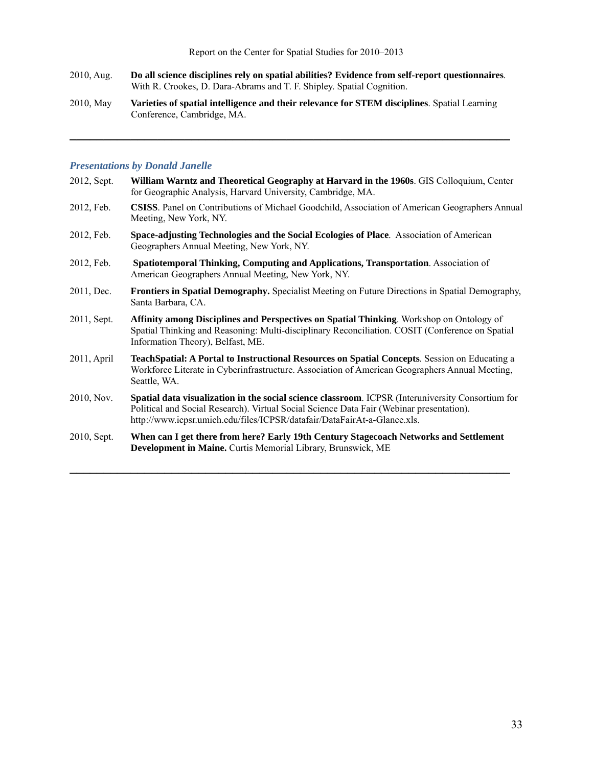2010, Aug. **Do all science disciplines rely on spatial abilities? Evidence from self-report questionnaires**. With R. Crookes, D. Dara-Abrams and T. F. Shipley. Spatial Cognition.

2010, May **Varieties of spatial intelligence and their relevance for STEM disciplines**. Spatial Learning Conference, Cambridge, MA.

---

### *Presentations by Donald Janelle*

2012, Sept. **William Warntz and Theoretical Geography at Harvard in the 1960s**. GIS Colloquium, Center for Geographic Analysis, Harvard University, Cambridge, MA.

2012, Feb. **CSISS**. Panel on Contributions of Michael Goodchild, Association of American Geographers Annual Meeting, New York, NY.

2012, Feb. **Space-adjusting Technologies and the Social Ecologies of Place**. Association of American Geographers Annual Meeting, New York, NY.

2012, Feb. **Spatiotemporal Thinking, Computing and Applications, Transportation**. Association of American Geographers Annual Meeting, New York, NY.

2011, Dec. **Frontiers in Spatial Demography.** Specialist Meeting on Future Directions in Spatial Demography, Santa Barbara, CA.

2011, Sept. **Affinity among Disciplines and Perspectives on Spatial Thinking**. Workshop on Ontology of Spatial Thinking and Reasoning: Multi-disciplinary Reconciliation. COSIT (Conference on Spatial Information Theory), Belfast, ME.

2011, April **TeachSpatial: A Portal to Instructional Resources on Spatial Concepts**. Session on Educating a Workforce Literate in Cyberinfrastructure. Association of American Geographers Annual Meeting, Seattle, WA.

2010, Nov. **Spatial data visualization in the social science classroom**. ICPSR (Interuniversity Consortium for Political and Social Research). Virtual Social Science Data Fair (Webinar presentation). http://www.icpsr.umich.edu/files/ICPSR/datafair/DataFairAt-a-Glance.xls.

2010, Sept. **When can I get there from here? Early 19th Century Stagecoach Networks and Settlement Development in Maine.** Curtis Memorial Library, Brunswick, ME

---